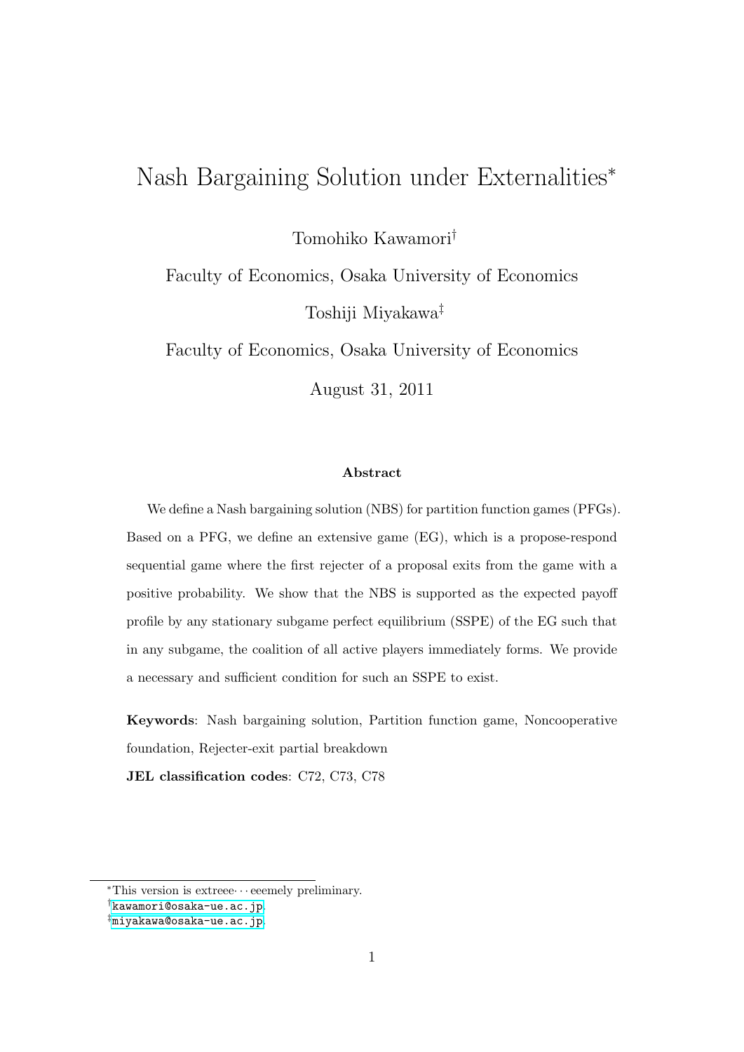# Nash Bargaining Solution under Externalities*

Tomohiko Kawamori[†]

Faculty of Economics, Osaka University of Economics

Toshiji Miyakawa[‡]

Faculty of Economics, Osaka University of Economics

August 31, 2011

**Abstract**

We define a Nash bargaining solution (NBS) for partition function games (PFGs). Based on a PFG, we define an extensive game (EG), which is a propose-respond sequential game where the first rejecter of a proposal exits from the game with a positive probability. We show that the NBS is supported as the expected payoff profile by any stationary subgame perfect equilibrium (SSPE) of the EG such that in any subgame, the coalition of all active players immediately forms. We provide a necessary and sufficient condition for such an SSPE to exist.

**Keywords**: Nash bargaining solution, Partition function game, Noncooperative foundation, Rejecter-exit partial breakdown

**JEL classification codes**: C72, C73, C78

---

*This version is extreee$\cdots$eeemely preliminary.

[†] kawamori@osaka-ue.ac.jp.

[‡] miyakawa@osaka-ue.ac.jp.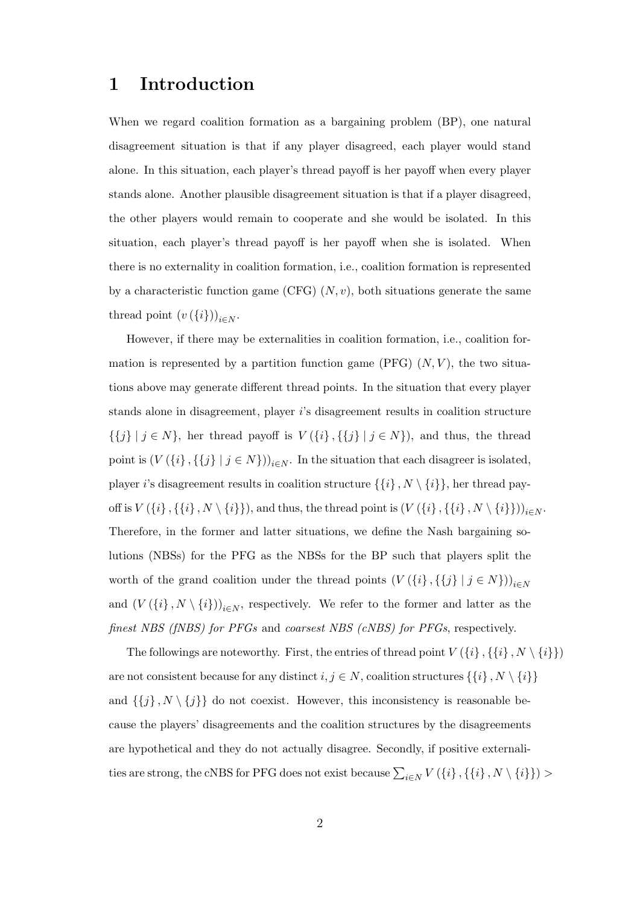# 1 Introduction

When we regard coalition formation as a bargaining problem (BP), one natural disagreement situation is that if any player disagreed, each player would stand alone. In this situation, each player's thread payoff is her payoff when every player stands alone. Another plausible disagreement situation is that if a player disagreed, the other players would remain to cooperate and she would be isolated. In this situation, each player's thread payoff is her payoff when she is isolated. When there is no externality in coalition formation, i.e., coalition formation is represented by a characteristic function game (CFG) $(N, v)$, both situations generate the same thread point $(v(\{i\}))_{i \in N}$.

However, if there may be externalities in coalition formation, i.e., coalition formation is represented by a partition function game (PFG) $(N, V)$, the two situations above may generate different thread points. In the situation that every player stands alone in disagreement, player $i$'s disagreement results in coalition structure $\{\{j\} \mid j \in N\}$, her thread payoff is $V(\{i\}, \{\{j\} \mid j \in N\})$, and thus, the thread point is $(V(\{i\}, \{\{j\} \mid j \in N\}))_{i \in N}$. In the situation that each disagreer is isolated, player $i$'s disagreement results in coalition structure $\{\{i\}, N \setminus \{i\}\}$, her thread payoff is $V(\{i\}, \{\{i\}, N \setminus \{i\}\})$, and thus, the thread point is $(V(\{i\}, \{\{i\}, N \setminus \{i\}\}))_{i \in N}$. Therefore, in the former and latter situations, we define the Nash bargaining solutions (NBSs) for the PFG as the NBSs for the BP such that players split the worth of the grand coalition under the thread points $(V(\{i\}, \{\{j\} \mid j \in N\}))_{i \in N}$ and $(V(\{i\}, N \setminus \{i\}))_{i \in N}$, respectively. We refer to the former and latter as the *finest NBS (fNBS) for PFGs* and *coarsest NBS (cNBS) for PFGs*, respectively.

The followings are noteworthy. First, the entries of thread point $V(\{i\}, \{\{i\}, N \setminus \{i\}\})$ are not consistent because for any distinct $i, j \in N$, coalition structures $\{\{i\}, N \setminus \{i\}\}$ and $\{\{j\}, N \setminus \{j\}\}$ do not coexist. However, this inconsistency is reasonable because the players' disagreements and the coalition structures by the disagreements are hypothetical and they do not actually disagree. Secondly, if positive externalities are strong, the cNBS for PFG does not exist because $\sum_{i \in N} V(\{i\}, \{\{i\}, N \setminus \{i\}\}) >$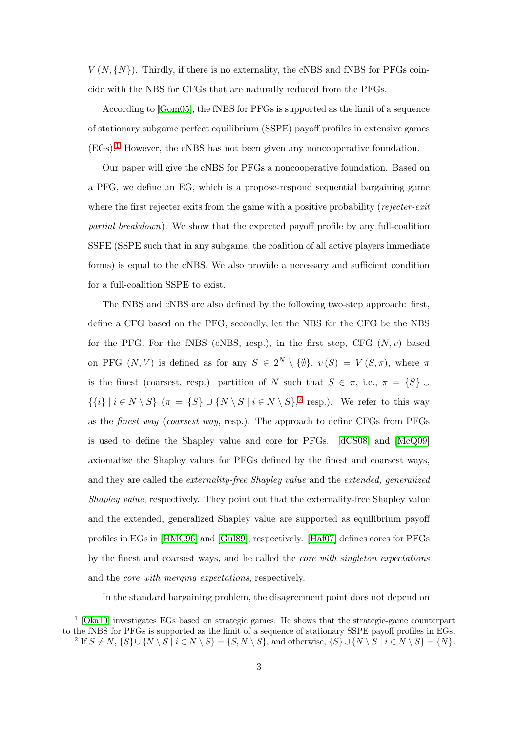$V(N, \{N\})$. Thirdly, if there is no externality, the cNBS and fNBS for PFGs coincide with the NBS for CFGs that are naturally reduced from the PFGs.

According to [Gom05], the fNBS for PFGs is supported as the limit of a sequence of stationary subgame perfect equilibrium (SSPE) payoff profiles in extensive games (EGs).[1] However, the cNBS has not been given any noncooperative foundation.

Our paper will give the cNBS for PFGs a noncooperative foundation. Based on a PFG, we define an EG, which is a propose-respond sequential bargaining game where the first rejecter exits from the game with a positive probability (*rejecter-exit partial breakdown*). We show that the expected payoff profile by any full-coalition SSPE (SSPE such that in any subgame, the coalition of all active players immediate forms) is equal to the cNBS. We also provide a necessary and sufficient condition for a full-coalition SSPE to exist.

The fNBS and cNBS are also defined by the following two-step approach: first, define a CFG based on the PFG, secondly, let the NBS for the CFG be the NBS for the PFG. For the fNBS (cNBS, resp.), in the first step, CFG $(N, v)$ based on PFG $(N, V)$ is defined as for any $S \in 2^N \setminus \{\emptyset\}$, $v(S) = V(S, \pi)$, where $\pi$ is the finest (coarsest, resp.) partition of $N$ such that $S \in \pi$, i.e., $\pi = \{S\} \cup \{\{i\} \mid i \in N \setminus S\}$ ($\pi = \{S\} \cup \{N \setminus S \mid i \in N \setminus S\}$,[2] resp.). We refer to this way as the *finest way* (*coarsest way*, resp.). The approach to define CFGs from PFGs is used to define the Shapley value and core for PFGs. [dCS08] and [McQ09] axiomatize the Shapley values for PFGs defined by the finest and coarsest ways, and they are called the *externality-free Shapley value* and the *extended, generalized Shapley value*, respectively. They point out that the externality-free Shapley value and the extended, generalized Shapley value are supported as equilibrium payoff profiles in EGs in [HMC96] and [Gul89], respectively. [Haf07] defines cores for PFGs by the finest and coarsest ways, and he called the *core with singleton expectations* and the *core with merging expectations*, respectively.

In the standard bargaining problem, the disagreement point does not depend on

[1] [Oka10] investigates EGs based on strategic games. He shows that the strategic-game counterpart to the fNBS for PFGs is supported as the limit of a sequence of stationary SSPE payoff profiles in EGs.

[2] If $S \neq N$, $\{S\} \cup \{N \setminus S \mid i \in N \setminus S\} = \{S, N \setminus S\}$, and otherwise, $\{S\} \cup \{N \setminus S \mid i \in N \setminus S\} = \{N\}$.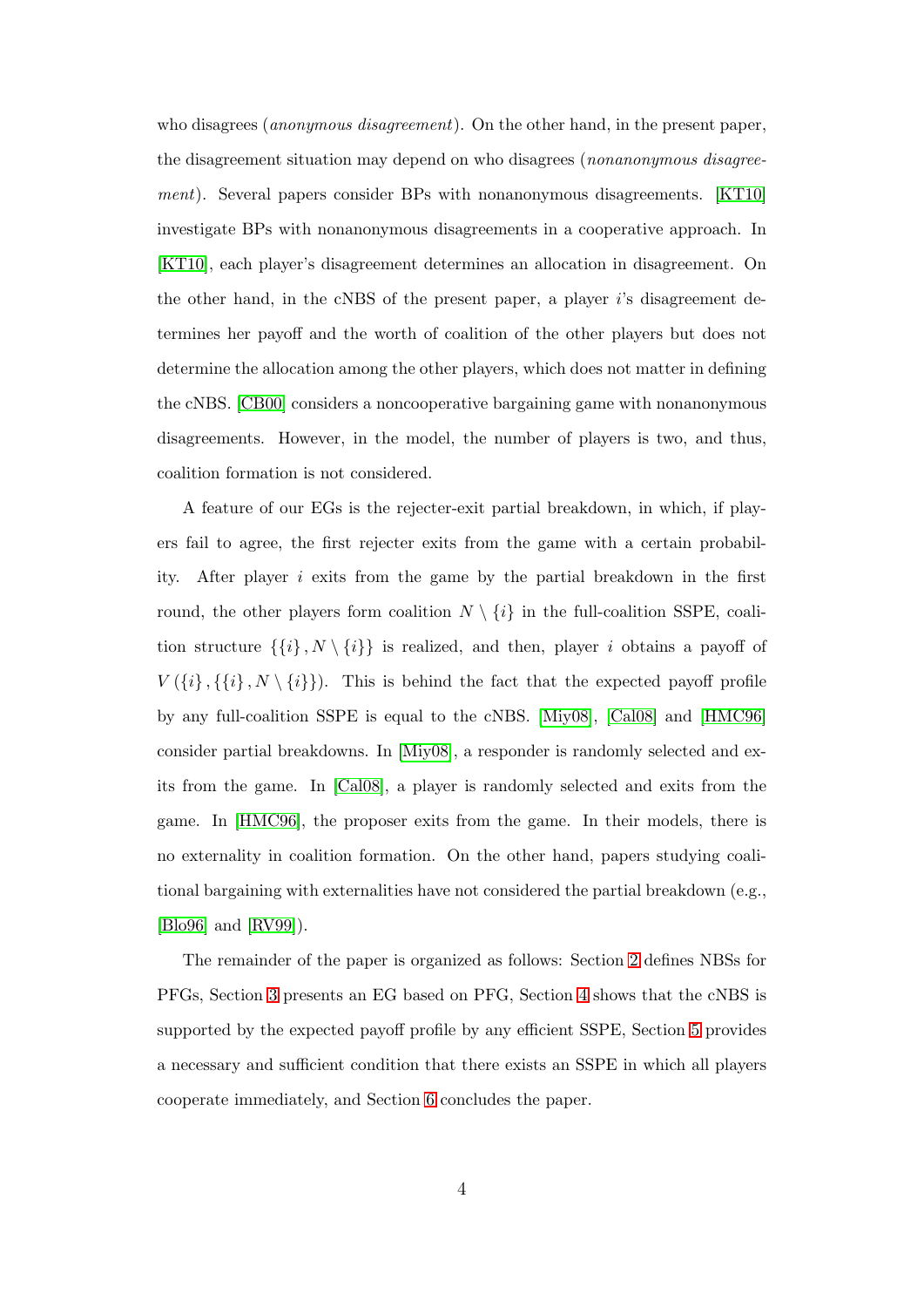who disagrees (*anonymous disagreement*). On the other hand, in the present paper, the disagreement situation may depend on who disagrees (*nonanonymous disagreement*). Several papers consider BPs with nonanonymous disagreements. [KT10] investigate BPs with nonanonymous disagreements in a cooperative approach. In [KT10], each player's disagreement determines an allocation in disagreement. On the other hand, in the cNBS of the present paper, a player $i$'s disagreement determines her payoff and the worth of coalition of the other players but does not determine the allocation among the other players, which does not matter in defining the cNBS. [CB00] considers a noncooperative bargaining game with nonanonymous disagreements. However, in the model, the number of players is two, and thus, coalition formation is not considered.

A feature of our EGs is the rejecter-exit partial breakdown, in which, if players fail to agree, the first rejecter exits from the game with a certain probability. After player $i$ exits from the game by the partial breakdown in the first round, the other players form coalition $N \setminus \{i\}$ in the full-coalition SSPE, coalition structure $\{\{i\}, N \setminus \{i\}\}$ is realized, and then, player $i$ obtains a payoff of $V(\{i\}, \{\{i\}, N \setminus \{i\}\})$. This is behind the fact that the expected payoff profile by any full-coalition SSPE is equal to the cNBS. [Miy08], [Cal08] and [HMC96] consider partial breakdowns. In [Miy08], a responder is randomly selected and exits from the game. In [Cal08], a player is randomly selected and exits from the game. In [HMC96], the proposer exits from the game. In their models, there is no externality in coalition formation. On the other hand, papers studying coalitional bargaining with externalities have not considered the partial breakdown (e.g., [Blo96] and [RV99]).

The remainder of the paper is organized as follows: Section 2 defines NBSs for PFGs, Section 3 presents an EG based on PFG, Section 4 shows that the cNBS is supported by the expected payoff profile by any efficient SSPE, Section 5 provides a necessary and sufficient condition that there exists an SSPE in which all players cooperate immediately, and Section 6 concludes the paper.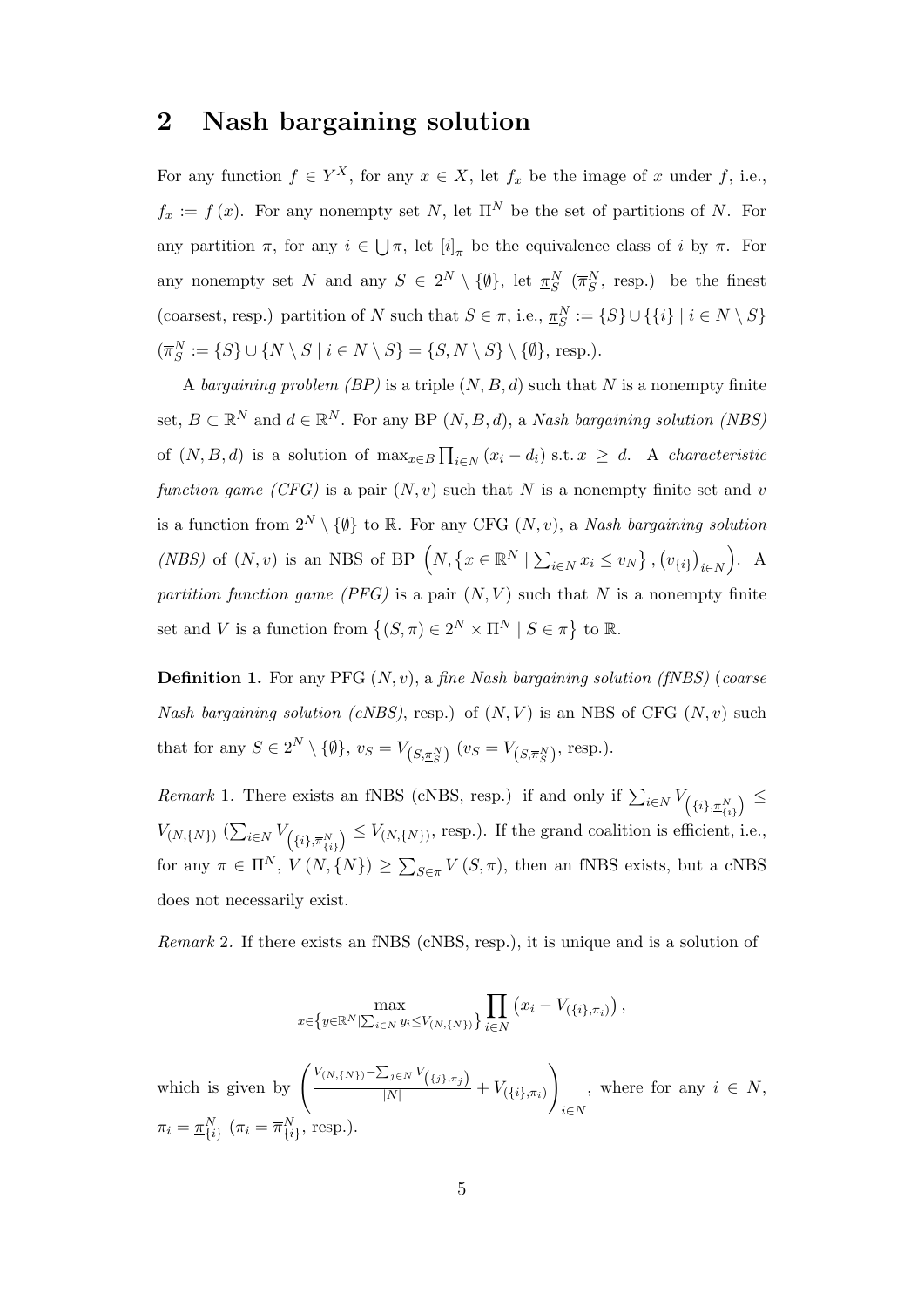## 2 Nash bargaining solution

For any function $f \in Y^X$, for any $x \in X$, let $f_x$ be the image of $x$ under $f$, i.e., $f_x := f(x)$. For any nonempty set $N$, let $\Pi^N$ be the set of partitions of $N$. For any partition $\pi$, for any $i \in \bigcup \pi$, let $[i]_\pi$ be the equivalence class of $i$ by $\pi$. For any nonempty set $N$ and any $S \in 2^N \setminus \{\emptyset\}$, let $\underline{\pi}_S^N$ ($\overline{\pi}_S^N$, resp.) be the finest (coarsest, resp.) partition of $N$ such that $S \in \pi$, i.e., $\underline{\pi}_S^N := \{S\} \cup \{\{i\} \mid i \in N \setminus S\}$ ($\overline{\pi}_S^N := \{S\} \cup \{N \setminus S \mid i \in N \setminus S\} = \{S, N \setminus S\} \setminus \{\emptyset\}$, resp.).

A *bargaining problem (BP)* is a triple $(N, B, d)$ such that $N$ is a nonempty finite set, $B \subset \mathbb{R}^N$ and $d \in \mathbb{R}^N$. For any BP $(N, B, d)$, a *Nash bargaining solution (NBS)* of $(N, B, d)$ is a solution of $\max_{x \in B} \prod_{i \in N} (x_i - d_i)$ s.t. $x \geq d$. A *characteristic function game (CFG)* is a pair $(N, v)$ such that $N$ is a nonempty finite set and $v$ is a function from $2^N \setminus \{\emptyset\}$ to $\mathbb{R}$. For any CFG $(N, v)$, a *Nash bargaining solution (NBS)* of $(N, v)$ is an NBS of BP $\left(N, \left\{x \in \mathbb{R}^N \mid \sum_{i \in N} x_i \leq v_N\right\}, \left(v_{\{i\}}\right)_{i \in N}\right)$. A *partition function game (PFG)* is a pair $(N, V)$ such that $N$ is a nonempty finite set and $V$ is a function from $\left\{(S, \pi) \in 2^N \times \Pi^N \mid S \in \pi\right\}$ to $\mathbb{R}$.

**Definition 1.** For any PFG $(N, v)$, a *fine Nash bargaining solution (fNBS)* (*coarse Nash bargaining solution (cNBS)*, resp.) of $(N, V)$ is an NBS of CFG $(N, v)$ such that for any $S \in 2^N \setminus \{\emptyset\}$, $v_S = V_{\left(S, \underline{\pi}_S^N\right)}$ ($v_S = V_{\left(S, \overline{\pi}_S^N\right)}$, resp.).

*Remark* 1. There exists an fNBS (cNBS, resp.) if and only if $\sum_{i \in N} V_{\left(\{i\}, \underline{\pi}_{\{i\}}^N\right)} \leq V_{(N, \{N\})}$ ($\sum_{i \in N} V_{\left(\{i\}, \overline{\pi}_{\{i\}}^N\right)} \leq V_{(N, \{N\})}$, resp.). If the grand coalition is efficient, i.e., for any $\pi \in \Pi^N$, $V(N, \{N\}) \geq \sum_{S \in \pi} V(S, \pi)$, then an fNBS exists, but a cNBS does not necessarily exist.

*Remark* 2. If there exists an fNBS (cNBS, resp.), it is unique and is a solution of

$$\max_{x \in \left\{y \in \mathbb{R}^N \mid \sum_{i \in N} y_i \leq V_{(N, \{N\})}\right\}} \prod_{i \in N} \left(x_i - V_{(\{i\}, \pi_i)}\right),$$

which is given by $\left(\frac{V_{(N, \{N\})} - \sum_{j \in N} V_{\left(\{j\}, \pi_j\right)}}{|N|} + V_{(\{i\}, \pi_i)}\right)_{i \in N}$, where for any $i \in N$, $\pi_i = \underline{\pi}_{\{i\}}^N$ ($\pi_i = \overline{\pi}_{\{i\}}^N$, resp.).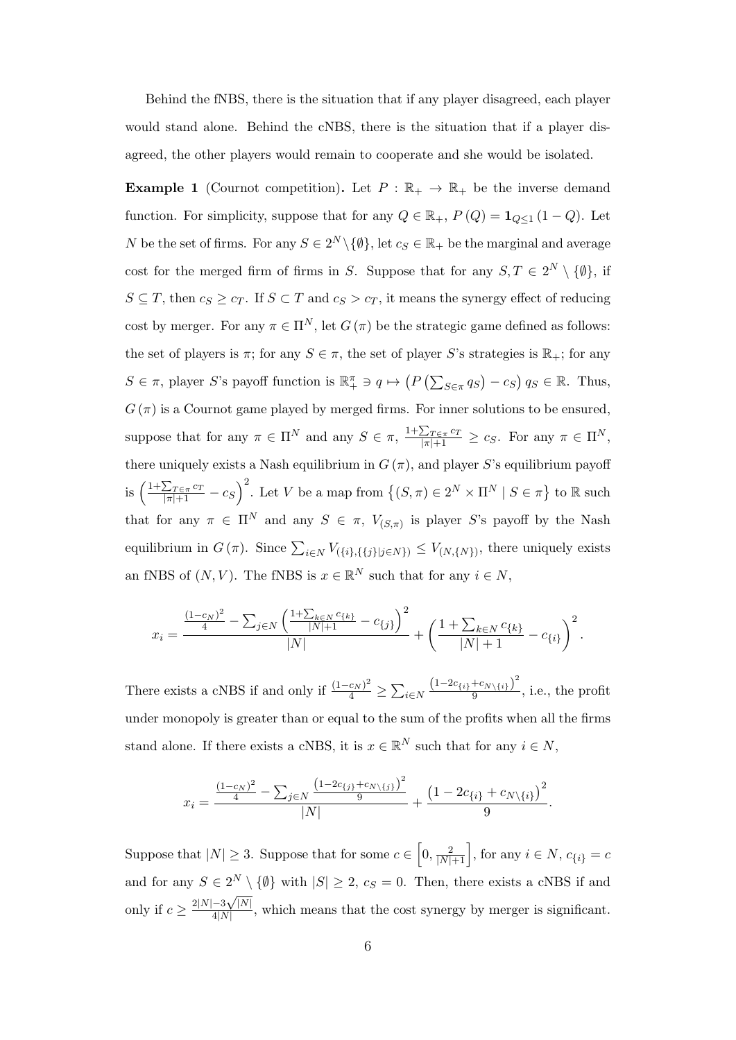Behind the fNBS, there is the situation that if any player disagreed, each player would stand alone. Behind the cNBS, there is the situation that if a player disagreed, the other players would remain to cooperate and she would be isolated.

**Example 1** (Cournot competition)**.** Let $P : \mathbb{R}_+ \to \mathbb{R}_+$ be the inverse demand function. For simplicity, suppose that for any $Q \in \mathbb{R}_+$, $P(Q) = \mathbf{1}_{Q \leq 1}(1 - Q)$. Let $N$ be the set of firms. For any $S \in 2^N \setminus \{\emptyset\}$, let $c_S \in \mathbb{R}_+$ be the marginal and average cost for the merged firm of firms in $S$. Suppose that for any $S, T \in 2^N \setminus \{\emptyset\}$, if $S \subseteq T$, then $c_S \geq c_T$. If $S \subset T$ and $c_S > c_T$, it means the synergy effect of reducing cost by merger. For any $\pi \in \Pi^N$, let $G(\pi)$ be the strategic game defined as follows: the set of players is $\pi$; for any $S \in \pi$, the set of player $S$'s strategies is $\mathbb{R}_+$; for any $S \in \pi$, player $S$'s payoff function is $\mathbb{R}_+^\pi \ni q \mapsto \left(P\left(\sum_{S \in \pi} q_S\right) - c_S\right) q_S \in \mathbb{R}$. Thus, $G(\pi)$ is a Cournot game played by merged firms. For inner solutions to be ensured, suppose that for any $\pi \in \Pi^N$ and any $S \in \pi$, $\frac{1 + \sum_{T \in \pi} c_T}{|\pi| + 1} \geq c_S$. For any $\pi \in \Pi^N$, there uniquely exists a Nash equilibrium in $G(\pi)$, and player $S$'s equilibrium payoff is $\left(\frac{1 + \sum_{T \in \pi} c_T}{|\pi| + 1} - c_S\right)^2$. Let $V$ be a map from $\left\{(S, \pi) \in 2^N \times \Pi^N \mid S \in \pi\right\}$ to $\mathbb{R}$ such that for any $\pi \in \Pi^N$ and any $S \in \pi$, $V_{(S,\pi)}$ is player $S$'s payoff by the Nash equilibrium in $G(\pi)$. Since $\sum_{i \in N} V_{(\{i\}, \{\{j\} | j \in N\})} \leq V_{(N, \{N\})}$, there uniquely exists an fNBS of $(N, V)$. The fNBS is $x \in \mathbb{R}^N$ such that for any $i \in N$,

$$x_i = \frac{\frac{(1-c_N)^2}{4} - \sum_{j \in N}\left(\frac{1 + \sum_{k \in N} c_{\{k\}}}{|N|+1} - c_{\{j\}}\right)^2}{|N|} + \left(\frac{1 + \sum_{k \in N} c_{\{k\}}}{|N| + 1} - c_{\{i\}}\right)^2.$$

There exists a cNBS if and only if $\frac{(1-c_N)^2}{4} \geq \sum_{i \in N} \frac{\left(1 - 2c_{\{i\}} + c_{N \setminus \{i\}}\right)^2}{9}$, i.e., the profit under monopoly is greater than or equal to the sum of the profits when all the firms stand alone. If there exists a cNBS, it is $x \in \mathbb{R}^N$ such that for any $i \in N$,

$$x_i = \frac{\frac{(1-c_N)^2}{4} - \sum_{j \in N} \frac{\left(1 - 2c_{\{j\}} + c_{N \setminus \{j\}}\right)^2}{9}}{|N|} + \frac{\left(1 - 2c_{\{i\}} + c_{N \setminus \{i\}}\right)^2}{9}.$$

Suppose that $|N| \geq 3$. Suppose that for some $c \in \left[0, \frac{2}{|N|+1}\right]$, for any $i \in N$, $c_{\{i\}} = c$ and for any $S \in 2^N \setminus \{\emptyset\}$ with $|S| \geq 2$, $c_S = 0$. Then, there exists a cNBS if and only if $c \geq \frac{2|N| - 3\sqrt{|N|}}{4|N|}$, which means that the cost synergy by merger is significant.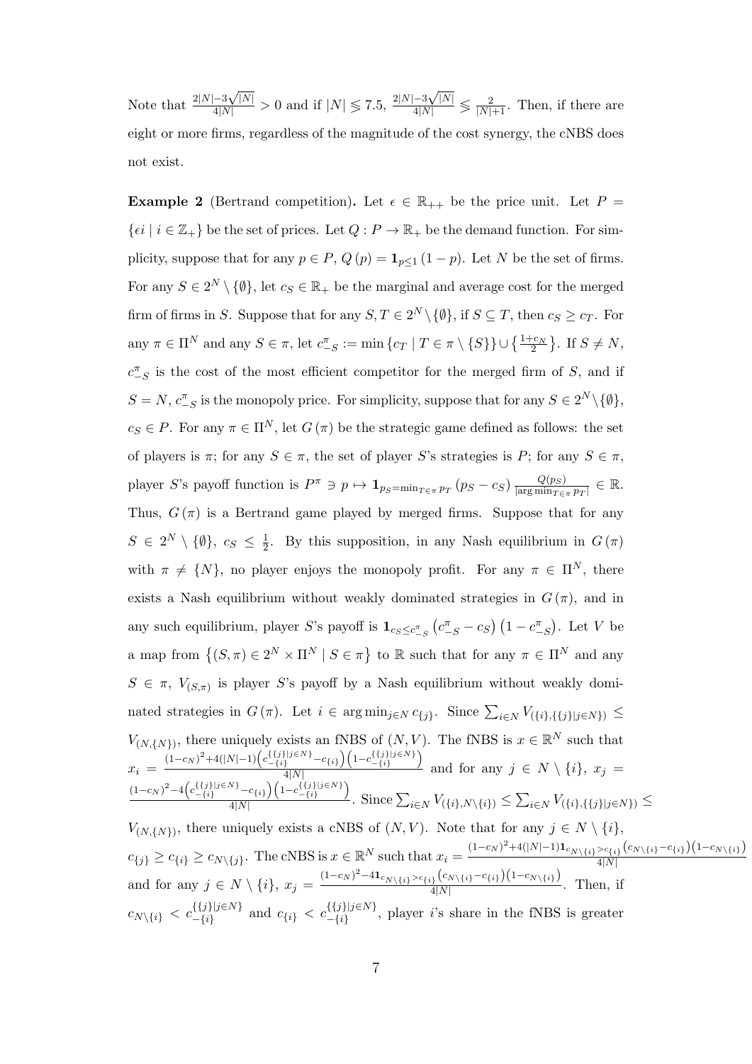Note that $\frac{2|N|-3\sqrt{|N|}}{4|N|} > 0$ and if $|N| \lesseqgtr 7.5$, $\frac{2|N|-3\sqrt{|N|}}{4|N|} \lesseqgtr \frac{2}{|N|+1}$. Then, if there are eight or more firms, regardless of the magnitude of the cost synergy, the cNBS does not exist.

**Example 2** (Bertrand competition)**.** Let $\epsilon \in \mathbb{R}_{++}$ be the price unit. Let $P = \{\epsilon i \mid i \in \mathbb{Z}_+\}$ be the set of prices. Let $Q : P \to \mathbb{R}_+$ be the demand function. For simplicity, suppose that for any $p \in P$, $Q(p) = \mathbf{1}_{p \leq 1}(1-p)$. Let $N$ be the set of firms. For any $S \in 2^N \setminus \{\emptyset\}$, let $c_S \in \mathbb{R}_+$ be the marginal and average cost for the merged firm of firms in $S$. Suppose that for any $S, T \in 2^N \setminus \{\emptyset\}$, if $S \subseteq T$, then $c_S \geq c_T$. For any $\pi \in \Pi^N$ and any $S \in \pi$, let $c^\pi_{-S} := \min \{c_T \mid T \in \pi \setminus \{S\}\} \cup \left\{\frac{1+c_N}{2}\right\}$. If $S \neq N$, $c^\pi_{-S}$ is the cost of the most efficient competitor for the merged firm of $S$, and if $S = N$, $c^\pi_{-S}$ is the monopoly price. For simplicity, suppose that for any $S \in 2^N \setminus \{\emptyset\}$, $c_S \in P$. For any $\pi \in \Pi^N$, let $G(\pi)$ be the strategic game defined as follows: the set of players is $\pi$; for any $S \in \pi$, the set of player $S$'s strategies is $P$; for any $S \in \pi$, player $S$'s payoff function is $P^\pi \ni p \mapsto \mathbf{1}_{p_S = \min_{T \in \pi} p_T}(p_S - c_S)\frac{Q(p_S)}{|\arg\min_{T \in \pi} p_T|} \in \mathbb{R}$. Thus, $G(\pi)$ is a Bertrand game played by merged firms. Suppose that for any $S \in 2^N \setminus \{\emptyset\}$, $c_S \leq \frac{1}{2}$. By this supposition, in any Nash equilibrium in $G(\pi)$ with $\pi \neq \{N\}$, no player enjoys the monopoly profit. For any $\pi \in \Pi^N$, there exists a Nash equilibrium without weakly dominated strategies in $G(\pi)$, and in any such equilibrium, player $S$'s payoff is $\mathbf{1}_{c_S \leq c^\pi_{-S}}\left(c^\pi_{-S} - c_S\right)\left(1 - c^\pi_{-S}\right)$. Let $V$ be a map from $\left\{(S, \pi) \in 2^N \times \Pi^N \mid S \in \pi\right\}$ to $\mathbb{R}$ such that for any $\pi \in \Pi^N$ and any $S \in \pi$, $V_{(S,\pi)}$ is player $S$'s payoff by a Nash equilibrium without weakly dominated strategies in $G(\pi)$. Let $i \in \arg\min_{j \in N} c_{\{j\}}$. Since $\sum_{i \in N} V_{(\{i\},\{\{j\}|j \in N\})} \leq V_{(N,\{N\})}$, there uniquely exists an fNBS of $(N, V)$. The fNBS is $x \in \mathbb{R}^N$ such that $x_i = \frac{(1-c_N)^2 + 4(|N|-1)\left(c^{\{\{j\}|j\in N\}}_{-\{i\}} - c_{\{i\}}\right)\left(1 - c^{\{\{j\}|j\in N\}}_{-\{i\}}\right)}{4|N|}$ and for any $j \in N \setminus \{i\}$, $x_j = \frac{(1-c_N)^2 - 4\left(c^{\{\{j\}|j\in N\}}_{-\{i\}} - c_{\{i\}}\right)\left(1 - c^{\{\{j\}|j\in N\}}_{-\{i\}}\right)}{4|N|}$. Since $\sum_{i \in N} V_{(\{i\},N\setminus\{i\})} \leq \sum_{i \in N} V_{(\{i\},\{\{j\}|j \in N\})} \leq V_{(N,\{N\})}$, there uniquely exists a cNBS of $(N, V)$. Note that for any $j \in N \setminus \{i\}$, $c_{\{j\}} \geq c_{\{i\}} \geq c_{N\setminus\{j\}}$. The cNBS is $x \in \mathbb{R}^N$ such that $x_i = \frac{(1-c_N)^2 + 4(|N|-1)\mathbf{1}_{c_{N\setminus\{i\}} > c_{\{i\}}}\left(c_{N\setminus\{i\}} - c_{\{i\}}\right)\left(1 - c_{N\setminus\{i\}}\right)}{4|N|}$ and for any $j \in N \setminus \{i\}$, $x_j = \frac{(1-c_N)^2 - 4\mathbf{1}_{c_{N\setminus\{i\}} > c_{\{i\}}}\left(c_{N\setminus\{i\}} - c_{\{i\}}\right)\left(1 - c_{N\setminus\{i\}}\right)}{4|N|}$. Then, if $c_{N\setminus\{i\}} < c^{\{\{j\}|j\in N\}}_{-\{i\}}$ and $c_{\{i\}} < c^{\{\{j\}|j\in N\}}_{-\{i\}}$, player $i$'s share in the fNBS is greater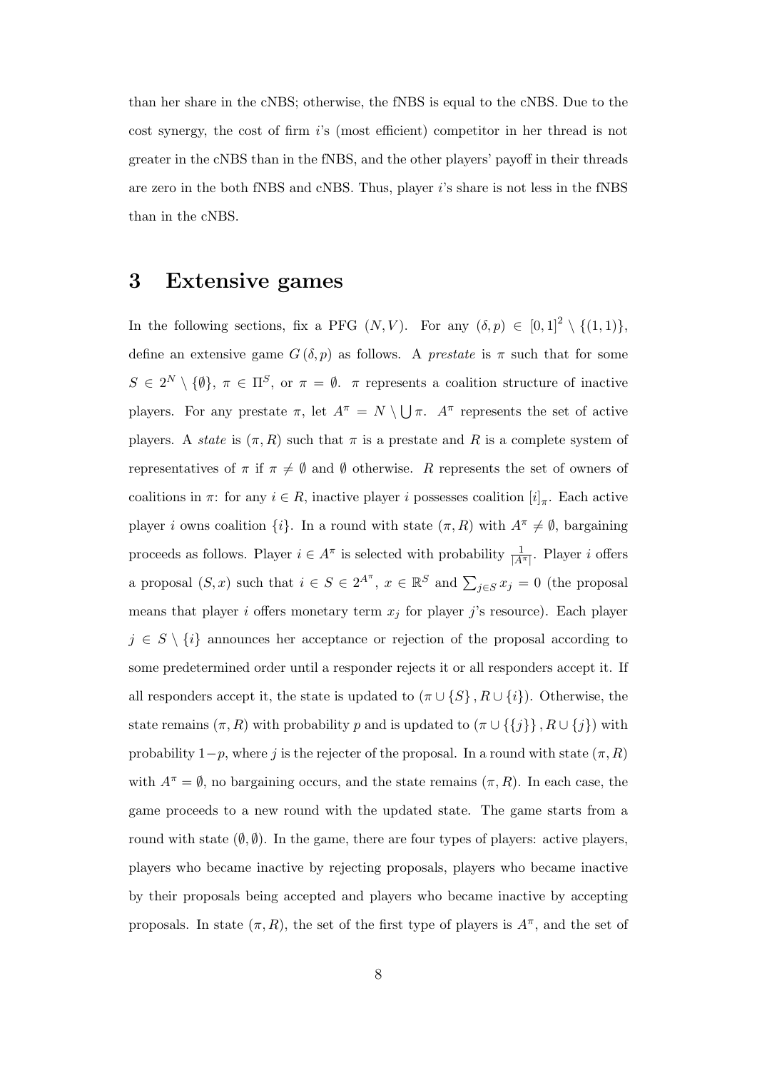than her share in the cNBS; otherwise, the fNBS is equal to the cNBS. Due to the cost synergy, the cost of firm $i$'s (most efficient) competitor in her thread is not greater in the cNBS than in the fNBS, and the other players' payoff in their threads are zero in the both fNBS and cNBS. Thus, player $i$'s share is not less in the fNBS than in the cNBS.

## 3 Extensive games

In the following sections, fix a PFG $(N, V)$. For any $(\delta, p) \in [0,1]^2 \setminus \{(1,1)\}$, define an extensive game $G(\delta, p)$ as follows. A *prestate* is $\pi$ such that for some $S \in 2^N \setminus \{\emptyset\}$, $\pi \in \Pi^S$, or $\pi = \emptyset$. $\pi$ represents a coalition structure of inactive players. For any prestate $\pi$, let $A^\pi = N \setminus \bigcup \pi$. $A^\pi$ represents the set of active players. A *state* is $(\pi, R)$ such that $\pi$ is a prestate and $R$ is a complete system of representatives of $\pi$ if $\pi \neq \emptyset$ and $\emptyset$ otherwise. $R$ represents the set of owners of coalitions in $\pi$: for any $i \in R$, inactive player $i$ possesses coalition $[i]_\pi$. Each active player $i$ owns coalition $\{i\}$. In a round with state $(\pi, R)$ with $A^\pi \neq \emptyset$, bargaining proceeds as follows. Player $i \in A^\pi$ is selected with probability $\frac{1}{|A^\pi|}$. Player $i$ offers a proposal $(S, x)$ such that $i \in S \in 2^{A^\pi}$, $x \in \mathbb{R}^S$ and $\sum_{j \in S} x_j = 0$ (the proposal means that player $i$ offers monetary term $x_j$ for player $j$'s resource). Each player $j \in S \setminus \{i\}$ announces her acceptance or rejection of the proposal according to some predetermined order until a responder rejects it or all responders accept it. If all responders accept it, the state is updated to $(\pi \cup \{S\}, R \cup \{i\})$. Otherwise, the state remains $(\pi, R)$ with probability $p$ and is updated to $(\pi \cup \{\{j\}\}, R \cup \{j\})$ with probability $1-p$, where $j$ is the rejecter of the proposal. In a round with state $(\pi, R)$ with $A^\pi = \emptyset$, no bargaining occurs, and the state remains $(\pi, R)$. In each case, the game proceeds to a new round with the updated state. The game starts from a round with state $(\emptyset, \emptyset)$. In the game, there are four types of players: active players, players who became inactive by rejecting proposals, players who became inactive by their proposals being accepted and players who became inactive by accepting proposals. In state $(\pi, R)$, the set of the first type of players is $A^\pi$, and the set of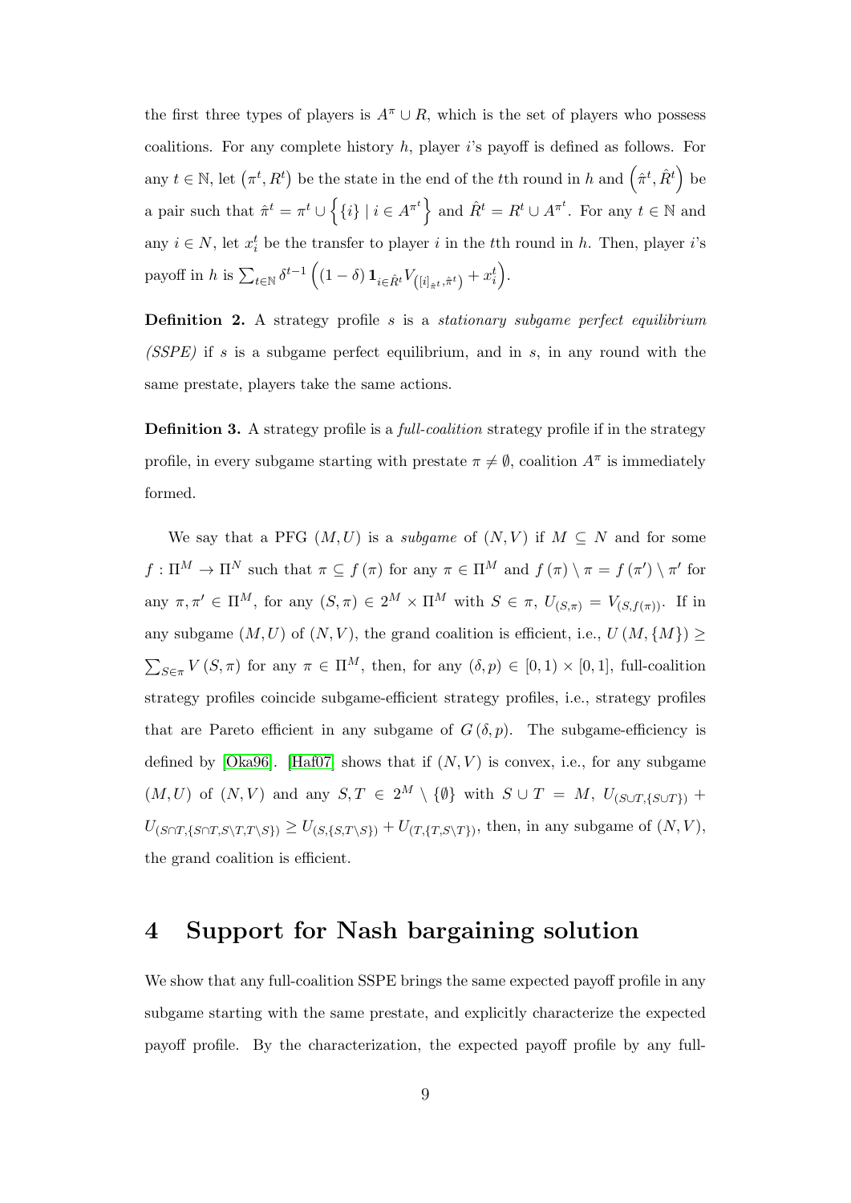the first three types of players is $A^{\pi} \cup R$, which is the set of players who possess coalitions. For any complete history $h$, player $i$'s payoff is defined as follows. For any $t \in \mathbb{N}$, let $(\pi^t, R^t)$ be the state in the end of the $t$th round in $h$ and $(\hat{\pi}^t, \hat{R}^t)$ be a pair such that $\hat{\pi}^t = \pi^t \cup \left\{\{i\} \mid i \in A^{\pi^t}\right\}$ and $\hat{R}^t = R^t \cup A^{\pi^t}$. For any $t \in \mathbb{N}$ and any $i \in N$, let $x_i^t$ be the transfer to player $i$ in the $t$th round in $h$. Then, player $i$'s payoff in $h$ is $\sum_{t \in \mathbb{N}} \delta^{t-1} \left( (1-\delta) \mathbf{1}_{i \in \hat{R}^t} V_{\left([i]_{\hat{\pi}^t}, \hat{\pi}^t\right)} + x_i^t \right)$.

**Definition 2.** A strategy profile $s$ is a *stationary subgame perfect equilibrium (SSPE)* if $s$ is a subgame perfect equilibrium, and in $s$, in any round with the same prestate, players take the same actions.

**Definition 3.** A strategy profile is a *full-coalition* strategy profile if in the strategy profile, in every subgame starting with prestate $\pi \neq \emptyset$, coalition $A^{\pi}$ is immediately formed.

We say that a PFG $(M, U)$ is a *subgame* of $(N, V)$ if $M \subseteq N$ and for some $f : \Pi^M \to \Pi^N$ such that $\pi \subseteq f(\pi)$ for any $\pi \in \Pi^M$ and $f(\pi) \setminus \pi = f(\pi') \setminus \pi'$ for any $\pi, \pi' \in \Pi^M$, for any $(S, \pi) \in 2^M \times \Pi^M$ with $S \in \pi$, $U_{(S,\pi)} = V_{(S, f(\pi))}$. If in any subgame $(M, U)$ of $(N, V)$, the grand coalition is efficient, i.e., $U(M, \{M\}) \geq \sum_{S \in \pi} V(S, \pi)$ for any $\pi \in \Pi^M$, then, for any $(\delta, p) \in [0, 1) \times [0, 1]$, full-coalition strategy profiles coincide subgame-efficient strategy profiles, i.e., strategy profiles that are Pareto efficient in any subgame of $G(\delta, p)$. The subgame-efficiency is defined by [Oka96]. [Haf07] shows that if $(N, V)$ is convex, i.e., for any subgame $(M, U)$ of $(N, V)$ and any $S, T \in 2^M \setminus \{\emptyset\}$ with $S \cup T = M$, $U_{(S \cup T, \{S \cup T\})} + U_{(S \cap T, \{S \cap T, S \setminus T, T \setminus S\})} \geq U_{(S, \{S, T \setminus S\})} + U_{(T, \{T, S \setminus T\})}$, then, in any subgame of $(N, V)$, the grand coalition is efficient.

# 4 Support for Nash bargaining solution

We show that any full-coalition SSPE brings the same expected payoff profile in any subgame starting with the same prestate, and explicitly characterize the expected payoff profile. By the characterization, the expected payoff profile by any full-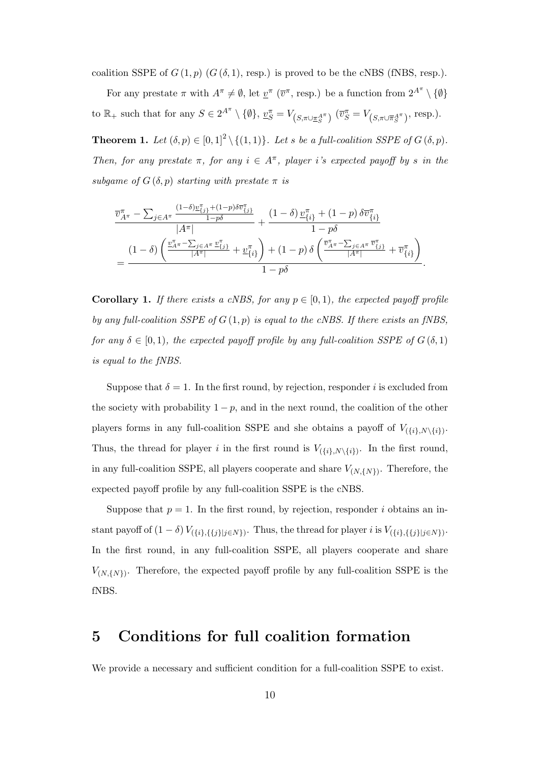coalition SSPE of $G(1,p)$ ($G(\delta,1)$, resp.) is proved to be the cNBS (fNBS, resp.).

For any prestate $\pi$ with $A^{\pi} \neq \emptyset$, let $\underline{v}^{\pi}$ ($\overline{v}^{\pi}$, resp.) be a function from $2^{A^{\pi}} \setminus \{\emptyset\}$ to $\mathbb{R}_+$ such that for any $S \in 2^{A^{\pi}} \setminus \{\emptyset\}$, $\underline{v}^{\pi}_S = V_{\left(S, \pi \cup \underline{\pi}^{A^{\pi}}_S\right)}$ ($\overline{v}^{\pi}_S = V_{\left(S, \pi \cup \overline{\pi}^{A^{\pi}}_S\right)}$, resp.).

**Theorem 1.** *Let $(\delta, p) \in [0,1]^2 \setminus \{(1,1)\}$. Let $s$ be a full-coalition SSPE of $G(\delta, p)$. Then, for any prestate $\pi$, for any $i \in A^{\pi}$, player $i$'s expected payoff by $s$ in the subgame of $G(\delta,p)$ starting with prestate $\pi$ is*

$$\frac{\overline{v}^{\pi}_{A^{\pi}} - \sum_{j \in A^{\pi}} \frac{(1-\delta)\underline{v}^{\pi}_{\{j\}} + (1-p)\delta \overline{v}^{\pi}_{\{j\}}}{1-p\delta}}{|A^{\pi}|} + \frac{(1-\delta)\underline{v}^{\pi}_{\{i\}} + (1-p)\delta \overline{v}^{\pi}_{\{i\}}}{1-p\delta}$$
$$= \frac{(1-\delta)\left(\frac{\underline{v}^{\pi}_{A^{\pi}} - \sum_{j \in A^{\pi}} \underline{v}^{\pi}_{\{j\}}}{|A^{\pi}|} + \underline{v}^{\pi}_{\{i\}}\right) + (1-p)\delta\left(\frac{\overline{v}^{\pi}_{A^{\pi}} - \sum_{j \in A^{\pi}} \overline{v}^{\pi}_{\{j\}}}{|A^{\pi}|} + \overline{v}^{\pi}_{\{i\}}\right)}{1-p\delta}.$$

**Corollary 1.** *If there exists a cNBS, for any $p \in [0,1)$, the expected payoff profile by any full-coalition SSPE of $G(1,p)$ is equal to the cNBS. If there exists an fNBS, for any $\delta \in [0,1)$, the expected payoff profile by any full-coalition SSPE of $G(\delta,1)$ is equal to the fNBS.*

Suppose that $\delta = 1$. In the first round, by rejection, responder $i$ is excluded from the society with probability $1-p$, and in the next round, the coalition of the other players forms in any full-coalition SSPE and she obtains a payoff of $V_{(\{i\}, N \setminus \{i\})}$. Thus, the thread for player $i$ in the first round is $V_{(\{i\}, N \setminus \{i\})}$. In the first round, in any full-coalition SSPE, all players cooperate and share $V_{(N,\{N\})}$. Therefore, the expected payoff profile by any full-coalition SSPE is the cNBS.

Suppose that $p = 1$. In the first round, by rejection, responder $i$ obtains an instant payoff of $(1-\delta)V_{(\{i\},\{\{j\}|j \in N\})}$. Thus, the thread for player $i$ is $V_{(\{i\},\{\{j\}|j \in N\})}$. In the first round, in any full-coalition SSPE, all players cooperate and share $V_{(N,\{N\})}$. Therefore, the expected payoff profile by any full-coalition SSPE is the fNBS.

# 5 Conditions for full coalition formation

We provide a necessary and sufficient condition for a full-coalition SSPE to exist.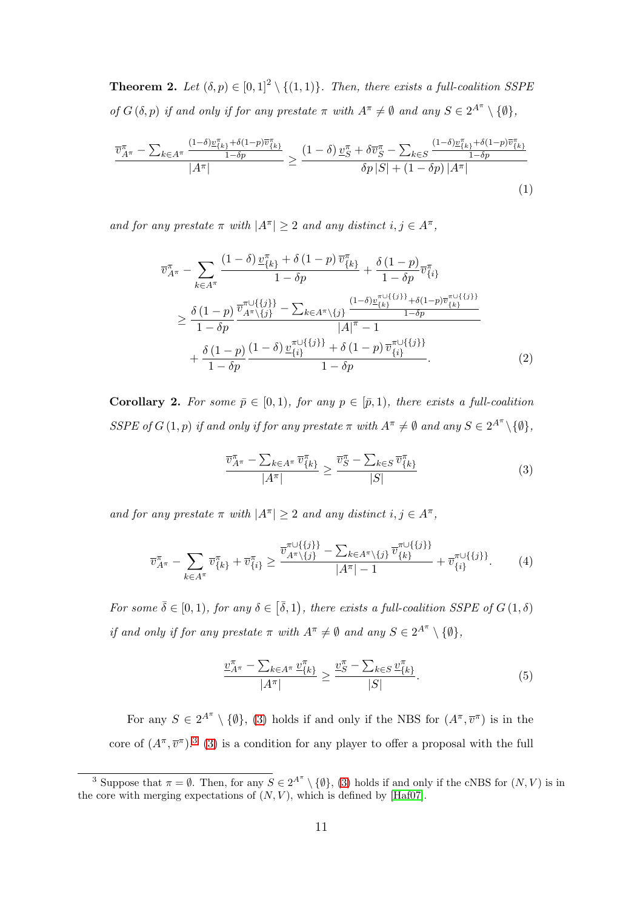**Theorem 2.** *Let $(\delta, p) \in [0,1]^2 \setminus \{(1,1)\}$. Then, there exists a full-coalition SSPE of $G(\delta, p)$ if and only if for any prestate $\pi$ with $A^\pi \neq \emptyset$ and any $S \in 2^{A^\pi} \setminus \{\emptyset\}$,*

$$\frac{\overline{v}^\pi_{A^\pi} - \sum_{k \in A^\pi} \frac{(1-\delta)\underline{v}^\pi_{\{k\}} + \delta(1-p)\overline{v}^\pi_{\{k\}}}{1-\delta p}}{|A^\pi|} \geq \frac{(1-\delta)\underline{v}^\pi_S + \delta \overline{v}^\pi_S - \sum_{k \in S} \frac{(1-\delta)\underline{v}^\pi_{\{k\}} + \delta(1-p)\overline{v}^\pi_{\{k\}}}{1-\delta p}}{\delta p |S| + (1-\delta p)|A^\pi|} \tag{1}$$

*and for any prestate $\pi$ with $|A^\pi| \geq 2$ and any distinct $i, j \in A^\pi$,*

$$\begin{aligned}
&\overline{v}^\pi_{A^\pi} - \sum_{k \in A^\pi} \frac{(1-\delta)\underline{v}^\pi_{\{k\}} + \delta(1-p)\overline{v}^\pi_{\{k\}}}{1-\delta p} + \frac{\delta(1-p)}{1-\delta p}\overline{v}^\pi_{\{i\}} \\
&\geq \frac{\delta(1-p)}{1-\delta p} \frac{\overline{v}^{\pi \cup \{\{j\}\}}_{A^\pi \setminus \{j\}} - \sum_{k \in A^\pi \setminus \{j\}} \frac{(1-\delta)\underline{v}^{\pi \cup \{\{j\}\}}_{\{k\}} + \delta(1-p)\overline{v}^{\pi \cup \{\{j\}\}}_{\{k\}}}{1-\delta p}}{|A|^\pi - 1} \\
&\quad + \frac{\delta(1-p)}{1-\delta p} \frac{(1-\delta)\underline{v}^{\pi \cup \{\{j\}\}}_{\{i\}} + \delta(1-p)\overline{v}^{\pi \cup \{\{j\}\}}_{\{i\}}}{1-\delta p}.
\end{aligned} \tag{2}$$

**Corollary 2.** *For some $\bar{p} \in [0,1)$, for any $p \in [\bar{p}, 1)$, there exists a full-coalition SSPE of $G(1,p)$ if and only if for any prestate $\pi$ with $A^\pi \neq \emptyset$ and any $S \in 2^{A^\pi} \setminus \{\emptyset\}$,*

$$\frac{\overline{v}^\pi_{A^\pi} - \sum_{k \in A^\pi} \overline{v}^\pi_{\{k\}}}{|A^\pi|} \geq \frac{\overline{v}^\pi_S - \sum_{k \in S} \overline{v}^\pi_{\{k\}}}{|S|} \tag{3}$$

*and for any prestate $\pi$ with $|A^\pi| \geq 2$ and any distinct $i, j \in A^\pi$,*

$$\overline{v}^\pi_{A^\pi} - \sum_{k \in A^\pi} \overline{v}^\pi_{\{k\}} + \overline{v}^\pi_{\{i\}} \geq \frac{\overline{v}^{\pi \cup \{\{j\}\}}_{A^\pi \setminus \{j\}} - \sum_{k \in A^\pi \setminus \{j\}} \overline{v}^{\pi \cup \{\{j\}\}}_{\{k\}}}{|A^\pi| - 1} + \overline{v}^{\pi \cup \{\{j\}\}}_{\{i\}}. \tag{4}$$

*For some $\bar{\delta} \in [0,1)$, for any $\delta \in [\bar{\delta}, 1)$, there exists a full-coalition SSPE of $G(1, \delta)$ if and only if for any prestate $\pi$ with $A^\pi \neq \emptyset$ and any $S \in 2^{A^\pi} \setminus \{\emptyset\}$,*

$$\frac{\underline{v}^\pi_{A^\pi} - \sum_{k \in A^\pi} \underline{v}^\pi_{\{k\}}}{|A^\pi|} \geq \frac{\underline{v}^\pi_S - \sum_{k \in S} \underline{v}^\pi_{\{k\}}}{|S|}. \tag{5}$$

For any $S \in 2^{A^\pi} \setminus \{\emptyset\}$, (3) holds if and only if the NBS for $(A^\pi, \overline{v}^\pi)$ is in the core of $(A^\pi, \overline{v}^\pi)$.[3] (3) is a condition for any player to offer a proposal with the full

---

[3] Suppose that $\pi = \emptyset$. Then, for any $S \in 2^{A^\pi} \setminus \{\emptyset\}$, (3) holds if and only if the cNBS for $(N, V)$ is in the core with merging expectations of $(N, V)$, which is defined by [Haf07].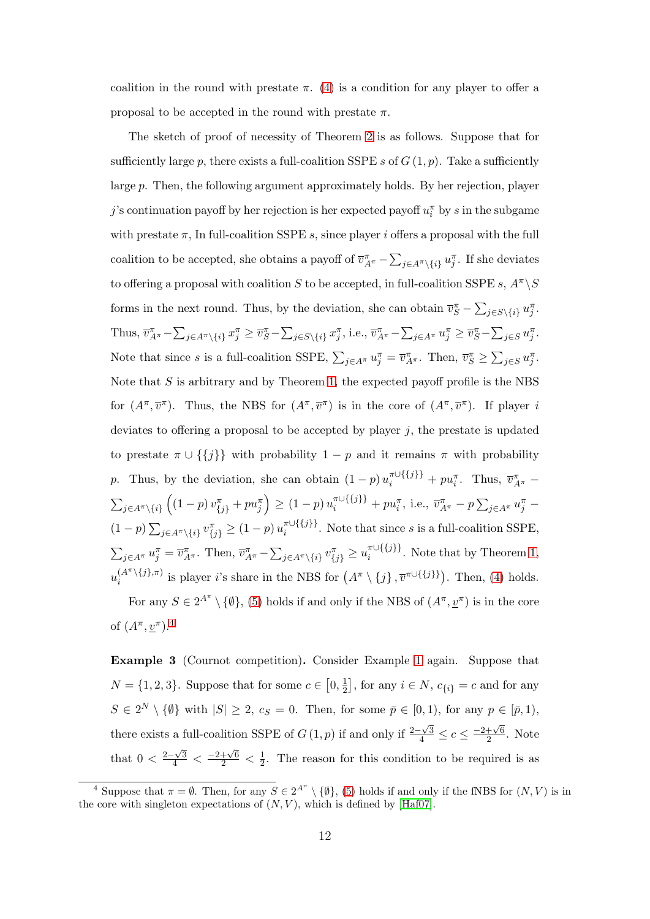coalition in the round with prestate $\pi$. (4) is a condition for any player to offer a proposal to be accepted in the round with prestate $\pi$.

The sketch of proof of necessity of Theorem 2 is as follows. Suppose that for sufficiently large $p$, there exists a full-coalition SSPE $s$ of $G(1,p)$. Take a sufficiently large $p$. Then, the following argument approximately holds. By her rejection, player $j$'s continuation payoff by her rejection is her expected payoff $u_i^\pi$ by $s$ in the subgame with prestate $\pi$, In full-coalition SSPE $s$, since player $i$ offers a proposal with the full coalition to be accepted, she obtains a payoff of $\overline{v}_{A^\pi}^\pi - \sum_{j\in A^\pi\setminus\{i\}} u_j^\pi$. If she deviates to offering a proposal with coalition $S$ to be accepted, in full-coalition SSPE $s$, $A^\pi \setminus S$ forms in the next round. Thus, by the deviation, she can obtain $\overline{v}_S^\pi - \sum_{j\in S\setminus\{i\}} u_j^\pi$. Thus, $\overline{v}_{A^\pi}^\pi - \sum_{j\in A^\pi\setminus\{i\}} x_j^\pi \geq \overline{v}_S^\pi - \sum_{j\in S\setminus\{i\}} x_j^\pi$, i.e., $\overline{v}_{A^\pi}^\pi - \sum_{j\in A^\pi} u_j^\pi \geq \overline{v}_S^\pi - \sum_{j\in S} u_j^\pi$. Note that since $s$ is a full-coalition SSPE, $\sum_{j\in A^\pi} u_j^\pi = \overline{v}_{A^\pi}^\pi$. Then, $\overline{v}_S^\pi \geq \sum_{j\in S} u_j^\pi$. Note that $S$ is arbitrary and by Theorem 1, the expected payoff profile is the NBS for $(A^\pi, \overline{v}^\pi)$. Thus, the NBS for $(A^\pi, \overline{v}^\pi)$ is in the core of $(A^\pi, \overline{v}^\pi)$. If player $i$ deviates to offering a proposal to be accepted by player $j$, the prestate is updated to prestate $\pi \cup \{\{j\}\}$ with probability $1-p$ and it remains $\pi$ with probability $p$. Thus, by the deviation, she can obtain $(1-p)\, u_i^{\pi\cup\{\{j\}\}} + p u_i^\pi$. Thus, $\overline{v}_{A^\pi}^\pi - \sum_{j\in A^\pi\setminus\{i\}} \left((1-p)\, v_{\{j\}}^\pi + p u_j^\pi\right) \geq (1-p)\, u_i^{\pi\cup\{\{j\}\}} + p u_i^\pi$, i.e., $\overline{v}_{A^\pi}^\pi - p\sum_{j\in A^\pi} u_j^\pi - (1-p)\sum_{j\in A^\pi\setminus\{i\}} v_{\{j\}}^\pi \geq (1-p)\, u_i^{\pi\cup\{\{j\}\}}$. Note that since $s$ is a full-coalition SSPE, $\sum_{j\in A^\pi} u_j^\pi = \overline{v}_{A^\pi}^\pi$. Then, $\overline{v}_{A^\pi}^\pi - \sum_{j\in A^\pi\setminus\{i\}} v_{\{j\}}^\pi \geq u_i^{\pi\cup\{\{j\}\}}$. Note that by Theorem 1, $u_i^{(A^\pi\setminus\{j\},\pi)}$ is player $i$'s share in the NBS for $\left(A^\pi \setminus \{j\}, \overline{v}^{\pi\cup\{\{j\}\}}\right)$. Then, (4) holds.

For any $S \in 2^{A^\pi} \setminus \{\emptyset\}$, (5) holds if and only if the NBS of $(A^\pi, \underline{v}^\pi)$ is in the core of $(A^\pi, \underline{v}^\pi)$.[4]

**Example 3** (Cournot competition)**.** Consider Example 1 again. Suppose that $N = \{1,2,3\}$. Suppose that for some $c \in \left[0, \frac{1}{2}\right]$, for any $i \in N$, $c_{\{i\}} = c$ and for any $S \in 2^N \setminus \{\emptyset\}$ with $|S| \geq 2$, $c_S = 0$. Then, for some $\bar{p} \in [0,1)$, for any $p \in [\bar{p}, 1)$, there exists a full-coalition SSPE of $G(1,p)$ if and only if $\frac{2-\sqrt{3}}{4} \leq c \leq \frac{-2+\sqrt{6}}{2}$. Note that $0 < \frac{2-\sqrt{3}}{4} < \frac{-2+\sqrt{6}}{2} < \frac{1}{2}$. The reason for this condition to be required is as

[4] Suppose that $\pi = \emptyset$. Then, for any $S \in 2^{A^\pi} \setminus \{\emptyset\}$, (5) holds if and only if the fNBS for $(N,V)$ is in the core with singleton expectations of $(N,V)$, which is defined by [Haf07].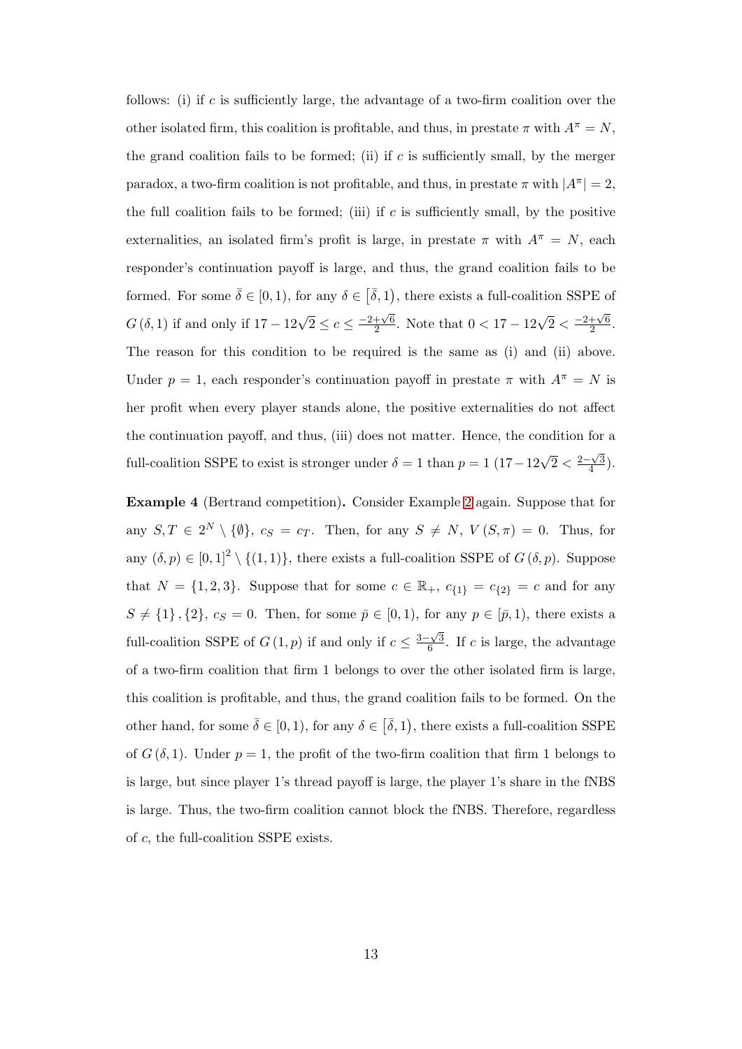follows: (i) if $c$ is sufficiently large, the advantage of a two-firm coalition over the other isolated firm, this coalition is profitable, and thus, in prestate $\pi$ with $A^{\pi} = N$, the grand coalition fails to be formed; (ii) if $c$ is sufficiently small, by the merger paradox, a two-firm coalition is not profitable, and thus, in prestate $\pi$ with $|A^{\pi}| = 2$, the full coalition fails to be formed; (iii) if $c$ is sufficiently small, by the positive externalities, an isolated firm's profit is large, in prestate $\pi$ with $A^{\pi} = N$, each responder's continuation payoff is large, and thus, the grand coalition fails to be formed. For some $\bar{\delta} \in [0, 1)$, for any $\delta \in [\bar{\delta}, 1)$, there exists a full-coalition SSPE of $G(\delta, 1)$ if and only if $17 - 12\sqrt{2} \leq c \leq \frac{-2+\sqrt{6}}{2}$. Note that $0 < 17 - 12\sqrt{2} < \frac{-2+\sqrt{6}}{2}$. The reason for this condition to be required is the same as (i) and (ii) above. Under $p = 1$, each responder's continuation payoff in prestate $\pi$ with $A^{\pi} = N$ is her profit when every player stands alone, the positive externalities do not affect the continuation payoff, and thus, (iii) does not matter. Hence, the condition for a full-coalition SSPE to exist is stronger under $\delta = 1$ than $p = 1$ ($17 - 12\sqrt{2} < \frac{2-\sqrt{3}}{4}$).

**Example 4** (Bertrand competition)**.** Consider Example 2 again. Suppose that for any $S, T \in 2^N \setminus \{\emptyset\}$, $c_S = c_T$. Then, for any $S \neq N$, $V(S, \pi) = 0$. Thus, for any $(\delta, p) \in [0, 1]^2 \setminus \{(1, 1)\}$, there exists a full-coalition SSPE of $G(\delta, p)$. Suppose that $N = \{1, 2, 3\}$. Suppose that for some $c \in \mathbb{R}_+$, $c_{\{1\}} = c_{\{2\}} = c$ and for any $S \neq \{1\}, \{2\}$, $c_S = 0$. Then, for some $\bar{p} \in [0, 1)$, for any $p \in [\bar{p}, 1)$, there exists a full-coalition SSPE of $G(1, p)$ if and only if $c \leq \frac{3-\sqrt{3}}{6}$. If $c$ is large, the advantage of a two-firm coalition that firm 1 belongs to over the other isolated firm is large, this coalition is profitable, and thus, the grand coalition fails to be formed. On the other hand, for some $\bar{\delta} \in [0, 1)$, for any $\delta \in [\bar{\delta}, 1)$, there exists a full-coalition SSPE of $G(\delta, 1)$. Under $p = 1$, the profit of the two-firm coalition that firm 1 belongs to is large, but since player 1's thread payoff is large, the player 1's share in the fNBS is large. Thus, the two-firm coalition cannot block the fNBS. Therefore, regardless of $c$, the full-coalition SSPE exists.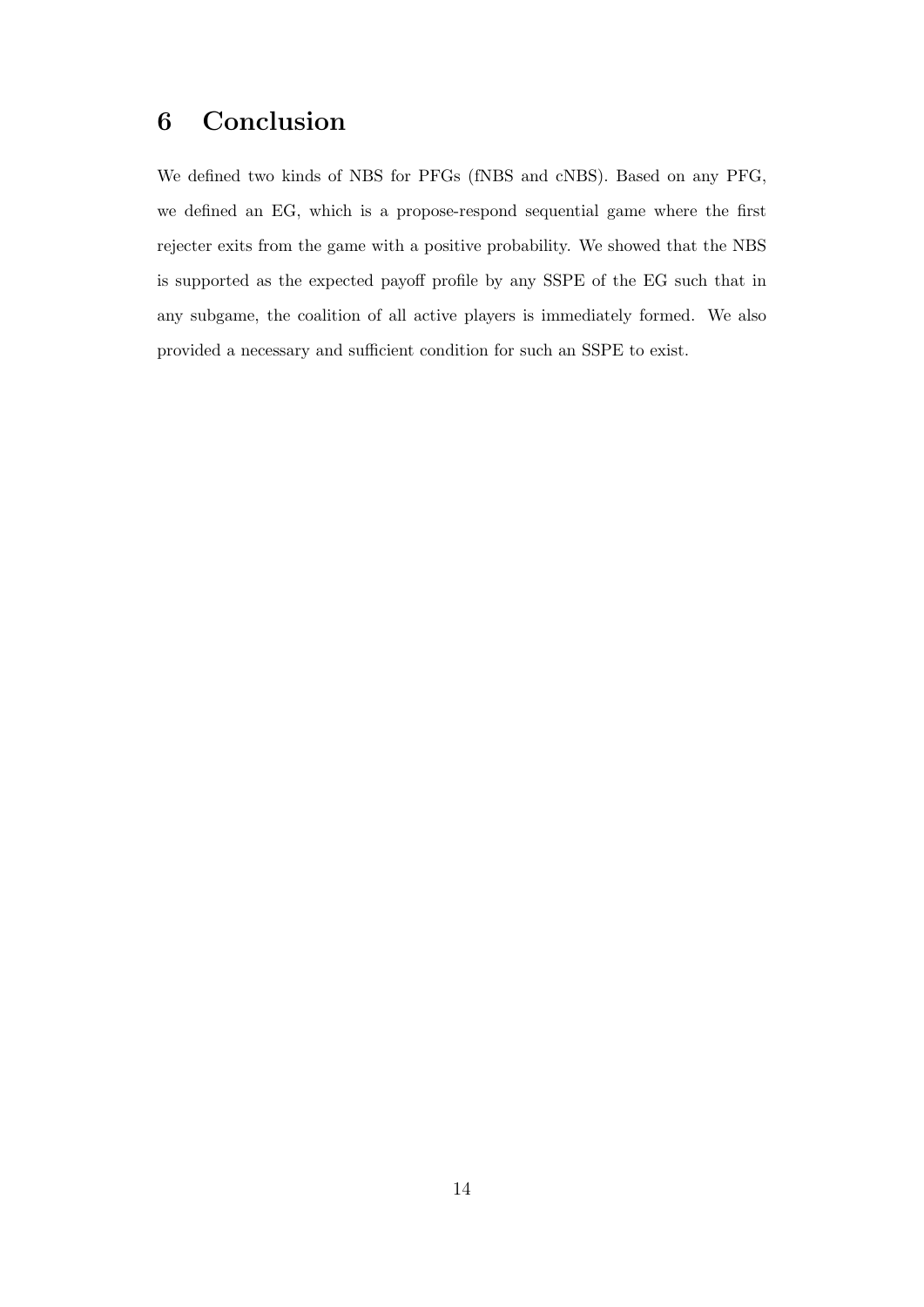# 6 Conclusion

We defined two kinds of NBS for PFGs (fNBS and cNBS). Based on any PFG, we defined an EG, which is a propose-respond sequential game where the first rejecter exits from the game with a positive probability. We showed that the NBS is supported as the expected payoff profile by any SSPE of the EG such that in any subgame, the coalition of all active players is immediately formed. We also provided a necessary and sufficient condition for such an SSPE to exist.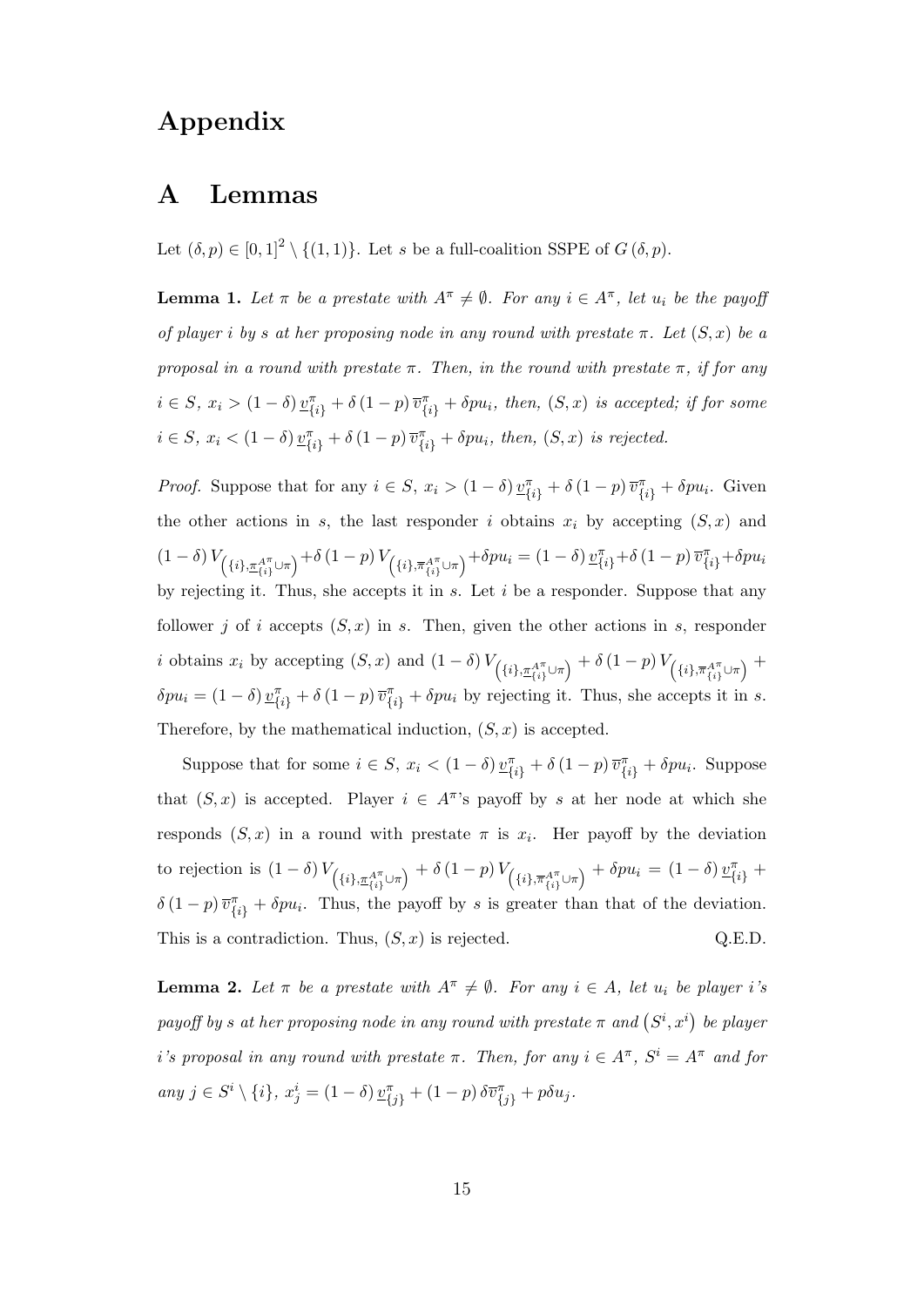# Appendix

## A Lemmas

Let $(\delta, p) \in [0,1]^2 \setminus \{(1,1)\}$. Let $s$ be a full-coalition SSPE of $G(\delta, p)$.

**Lemma 1.** *Let $\pi$ be a prestate with $A^\pi \neq \emptyset$. For any $i \in A^\pi$, let $u_i$ be the payoff of player $i$ by $s$ at her proposing node in any round with prestate $\pi$. Let $(S, x)$ be a proposal in a round with prestate $\pi$. Then, in the round with prestate $\pi$, if for any $i \in S$, $x_i > (1-\delta)\underline{v}^\pi_{\{i\}} + \delta(1-p)\overline{v}^\pi_{\{i\}} + \delta p u_i$, then, $(S, x)$ is accepted; if for some $i \in S$, $x_i < (1-\delta)\underline{v}^\pi_{\{i\}} + \delta(1-p)\overline{v}^\pi_{\{i\}} + \delta p u_i$, then, $(S, x)$ is rejected.*

*Proof.* Suppose that for any $i \in S$, $x_i > (1-\delta)\underline{v}^\pi_{\{i\}} + \delta(1-p)\overline{v}^\pi_{\{i\}} + \delta p u_i$. Given the other actions in $s$, the last responder $i$ obtains $x_i$ by accepting $(S, x)$ and $(1-\delta)V_{\left(\{i\}, \underline{\pi}^{A^\pi}_{\{i\}} \cup \pi\right)} + \delta(1-p)V_{\left(\{i\}, \overline{\pi}^{A^\pi}_{\{i\}} \cup \pi\right)} + \delta p u_i = (1-\delta)\underline{v}^\pi_{\{i\}} + \delta(1-p)\overline{v}^\pi_{\{i\}} + \delta p u_i$ by rejecting it. Thus, she accepts it in $s$. Let $i$ be a responder. Suppose that any follower $j$ of $i$ accepts $(S, x)$ in $s$. Then, given the other actions in $s$, responder $i$ obtains $x_i$ by accepting $(S, x)$ and $(1-\delta)V_{\left(\{i\}, \underline{\pi}^{A^\pi}_{\{i\}} \cup \pi\right)} + \delta(1-p)V_{\left(\{i\}, \overline{\pi}^{A^\pi}_{\{i\}} \cup \pi\right)} + \delta p u_i = (1-\delta)\underline{v}^\pi_{\{i\}} + \delta(1-p)\overline{v}^\pi_{\{i\}} + \delta p u_i$ by rejecting it. Thus, she accepts it in $s$. Therefore, by the mathematical induction, $(S, x)$ is accepted.

Suppose that for some $i \in S$, $x_i < (1-\delta)\underline{v}^\pi_{\{i\}} + \delta(1-p)\overline{v}^\pi_{\{i\}} + \delta p u_i$. Suppose that $(S, x)$ is accepted. Player $i \in A^\pi$'s payoff by $s$ at her node at which she responds $(S, x)$ in a round with prestate $\pi$ is $x_i$. Her payoff by the deviation to rejection is $(1-\delta)V_{\left(\{i\}, \underline{\pi}^{A^\pi}_{\{i\}} \cup \pi\right)} + \delta(1-p)V_{\left(\{i\}, \overline{\pi}^{A^\pi}_{\{i\}} \cup \pi\right)} + \delta p u_i = (1-\delta)\underline{v}^\pi_{\{i\}} + \delta(1-p)\overline{v}^\pi_{\{i\}} + \delta p u_i$. Thus, the payoff by $s$ is greater than that of the deviation. This is a contradiction. Thus, $(S, x)$ is rejected. Q.E.D.

**Lemma 2.** *Let $\pi$ be a prestate with $A^\pi \neq \emptyset$. For any $i \in A$, let $u_i$ be player $i$'s payoff by $s$ at her proposing node in any round with prestate $\pi$ and $(S^i, x^i)$ be player $i$'s proposal in any round with prestate $\pi$. Then, for any $i \in A^\pi$, $S^i = A^\pi$ and for any $j \in S^i \setminus \{i\}$, $x^i_j = (1-\delta)\underline{v}^\pi_{\{j\}} + (1-p)\delta\overline{v}^\pi_{\{j\}} + p\delta u_j$.*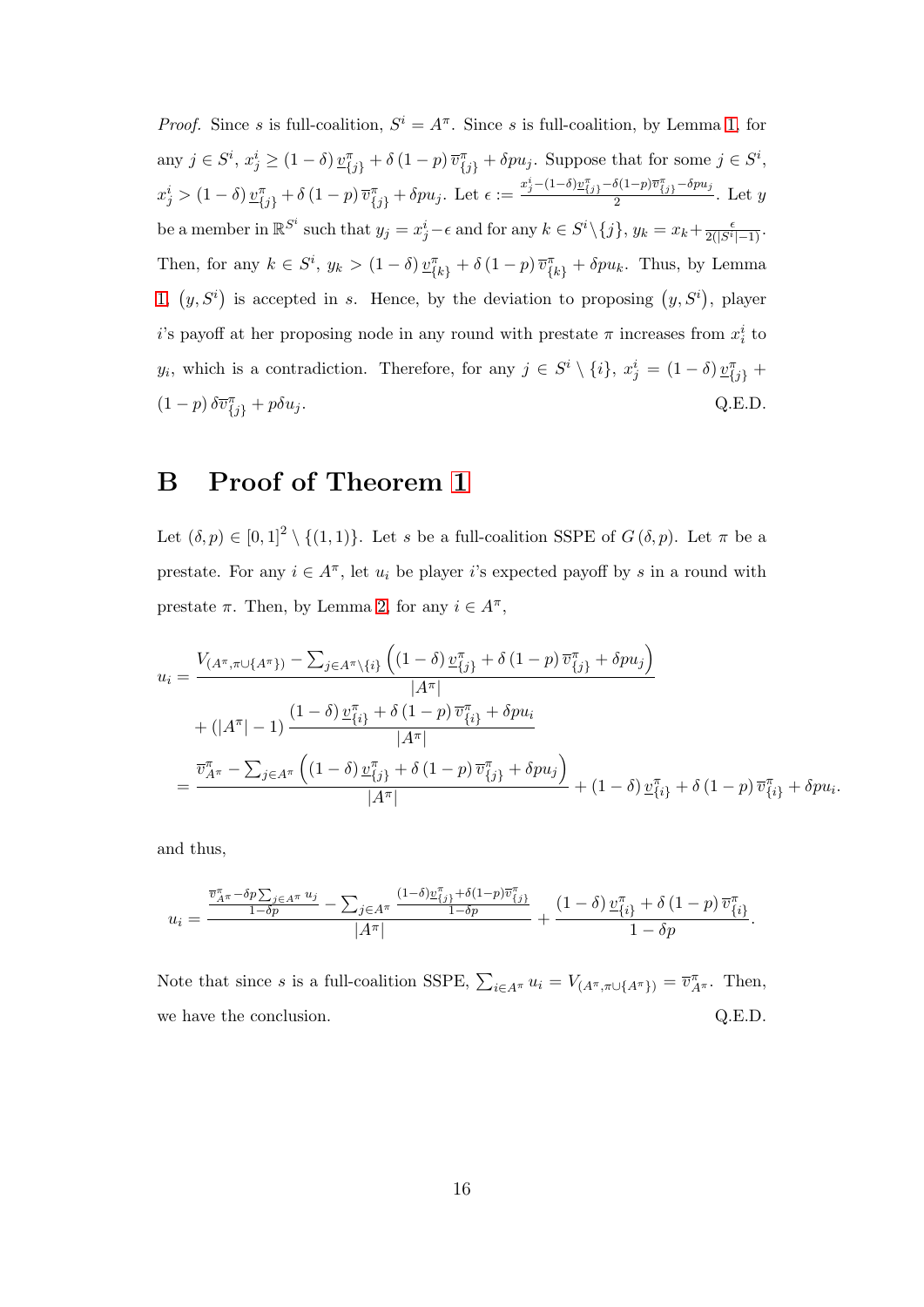*Proof.* Since $s$ is full-coalition, $S^i = A^\pi$. Since $s$ is full-coalition, by Lemma 1, for any $j \in S^i$, $x^i_j \geq (1-\delta)\underline{v}^\pi_{\{j\}} + \delta(1-p)\overline{v}^\pi_{\{j\}} + \delta p u_j$. Suppose that for some $j \in S^i$, $x^i_j > (1-\delta)\underline{v}^\pi_{\{j\}} + \delta(1-p)\overline{v}^\pi_{\{j\}} + \delta p u_j$. Let $\epsilon := \frac{x^i_j - (1-\delta)\underline{v}^\pi_{\{j\}} - \delta(1-p)\overline{v}^\pi_{\{j\}} - \delta p u_j}{2}$. Let $y$ be a member in $\mathbb{R}^{S^i}$ such that $y_j = x^i_j - \epsilon$ and for any $k \in S^i \setminus \{j\}$, $y_k = x_k + \frac{\epsilon}{2(|S^i|-1)}$. Then, for any $k \in S^i$, $y_k > (1-\delta)\underline{v}^\pi_{\{k\}} + \delta(1-p)\overline{v}^\pi_{\{k\}} + \delta p u_k$. Thus, by Lemma 1, $(y, S^i)$ is accepted in $s$. Hence, by the deviation to proposing $(y, S^i)$, player $i$'s payoff at her proposing node in any round with prestate $\pi$ increases from $x^i_i$ to $y_i$, which is a contradiction. Therefore, for any $j \in S^i \setminus \{i\}$, $x^i_j = (1-\delta)\underline{v}^\pi_{\{j\}} + (1-p)\delta\overline{v}^\pi_{\{j\}} + p\delta u_j$. Q.E.D.

# B Proof of Theorem 1

Let $(\delta, p) \in [0,1]^2 \setminus \{(1,1)\}$. Let $s$ be a full-coalition SSPE of $G(\delta, p)$. Let $\pi$ be a prestate. For any $i \in A^\pi$, let $u_i$ be player $i$'s expected payoff by $s$ in a round with prestate $\pi$. Then, by Lemma 2, for any $i \in A^\pi$,

$$
\begin{aligned}
u_i =& \frac{V_{(A^\pi, \pi \cup \{A^\pi\})} - \sum_{j \in A^\pi \setminus \{i\}} \left( (1-\delta)\underline{v}^\pi_{\{j\}} + \delta(1-p)\overline{v}^\pi_{\{j\}} + \delta p u_j \right)}{|A^\pi|} \\
&+ (|A^\pi| - 1) \frac{(1-\delta)\underline{v}^\pi_{\{i\}} + \delta(1-p)\overline{v}^\pi_{\{i\}} + \delta p u_i}{|A^\pi|} \\
=& \frac{\overline{v}^\pi_{A^\pi} - \sum_{j \in A^\pi} \left( (1-\delta)\underline{v}^\pi_{\{j\}} + \delta(1-p)\overline{v}^\pi_{\{j\}} + \delta p u_j \right)}{|A^\pi|} + (1-\delta)\underline{v}^\pi_{\{i\}} + \delta(1-p)\overline{v}^\pi_{\{i\}} + \delta p u_i.
\end{aligned}
$$

and thus,

$$
u_i = \frac{\frac{\overline{v}^\pi_{A^\pi} - \delta p \sum_{j \in A^\pi} u_j}{1-\delta p} - \sum_{j \in A^\pi} \frac{(1-\delta)\underline{v}^\pi_{\{j\}} + \delta(1-p)\overline{v}^\pi_{\{j\}}}{1-\delta p}}{|A^\pi|} + \frac{(1-\delta)\underline{v}^\pi_{\{i\}} + \delta(1-p)\overline{v}^\pi_{\{i\}}}{1-\delta p}.
$$

Note that since $s$ is a full-coalition SSPE, $\sum_{i \in A^\pi} u_i = V_{(A^\pi, \pi \cup \{A^\pi\})} = \overline{v}^\pi_{A^\pi}$. Then, we have the conclusion. Q.E.D.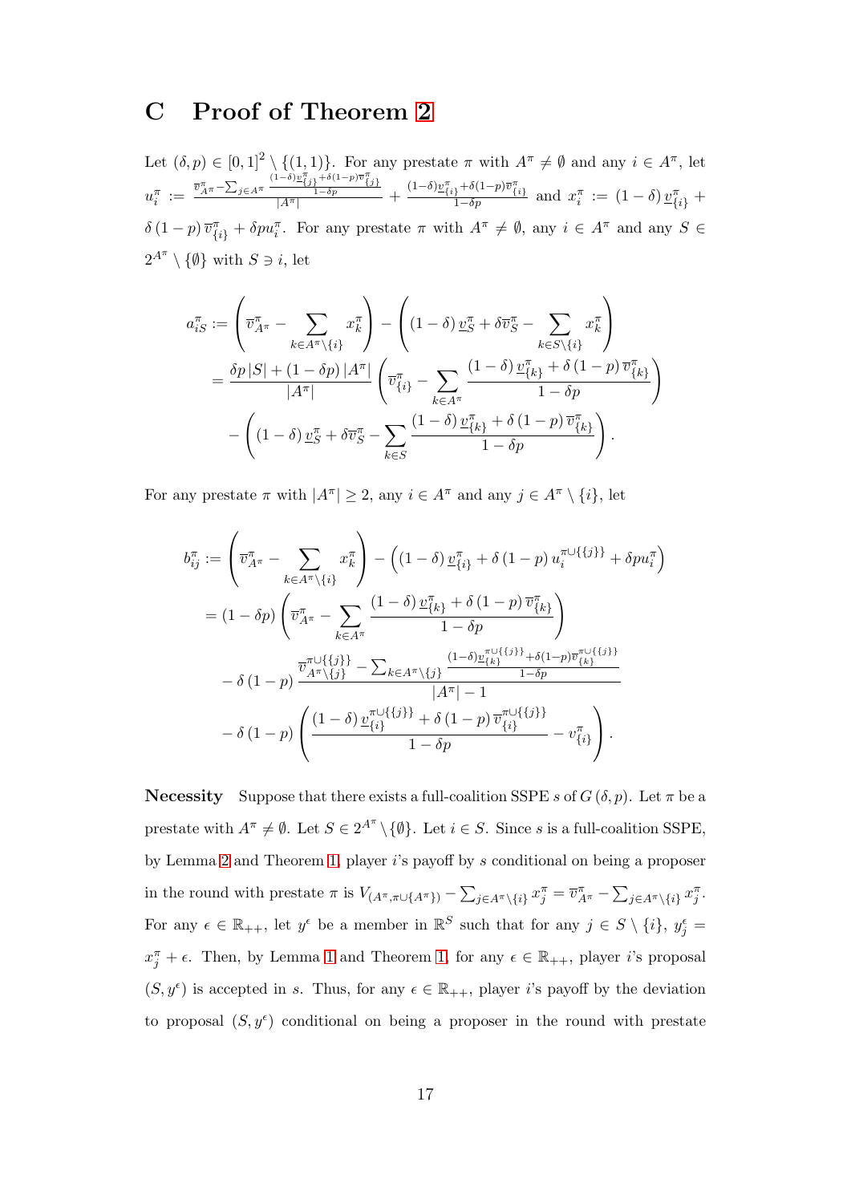## C Proof of Theorem 2

Let $(\delta, p) \in [0,1]^2 \setminus \{(1,1)\}$. For any prestate $\pi$ with $A^\pi \neq \emptyset$ and any $i \in A^\pi$, let $u_i^\pi := \frac{\overline{v}_{A^\pi}^\pi - \sum_{j\in A^\pi} \frac{(1-\delta)\underline{v}_{\{j\}}^\pi + \delta(1-p)\overline{v}_{\{j\}}^\pi}{1-\delta p}}{|A^\pi|} + \frac{(1-\delta)\underline{v}_{\{i\}}^\pi + \delta(1-p)\overline{v}_{\{i\}}^\pi}{1-\delta p}$ and $x_i^\pi := (1-\delta)\underline{v}_{\{i\}}^\pi + \delta(1-p)\overline{v}_{\{i\}}^\pi + \delta p u_i^\pi$. For any prestate $\pi$ with $A^\pi \neq \emptyset$, any $i \in A^\pi$ and any $S \in 2^{A^\pi} \setminus \{\emptyset\}$ with $S \ni i$, let

$$
\begin{aligned}
a_{iS}^\pi &:= \left(\overline{v}_{A^\pi}^\pi - \sum_{k\in A^\pi\setminus\{i\}} x_k^\pi\right) - \left((1-\delta)\underline{v}_S^\pi + \delta\overline{v}_S^\pi - \sum_{k\in S\setminus\{i\}} x_k^\pi\right) \\
&= \frac{\delta p|S| + (1-\delta p)|A^\pi|}{|A^\pi|}\left(\overline{v}_{\{i\}}^\pi - \sum_{k\in A^\pi} \frac{(1-\delta)\underline{v}_{\{k\}}^\pi + \delta(1-p)\overline{v}_{\{k\}}^\pi}{1-\delta p}\right) \\
&\quad - \left((1-\delta)\underline{v}_S^\pi + \delta\overline{v}_S^\pi - \sum_{k\in S}\frac{(1-\delta)\underline{v}_{\{k\}}^\pi + \delta(1-p)\overline{v}_{\{k\}}^\pi}{1-\delta p}\right).
\end{aligned}
$$

For any prestate $\pi$ with $|A^\pi| \geq 2$, any $i \in A^\pi$ and any $j \in A^\pi \setminus \{i\}$, let

$$
\begin{aligned}
b_{ij}^\pi &:= \left(\overline{v}_{A^\pi}^\pi - \sum_{k\in A^\pi\setminus\{i\}} x_k^\pi\right) - \left((1-\delta)\underline{v}_{\{i\}}^\pi + \delta(1-p)u_i^{\pi\cup\{\{j\}\}} + \delta p u_i^\pi\right) \\
&= (1-\delta p)\left(\overline{v}_{A^\pi}^\pi - \sum_{k\in A^\pi}\frac{(1-\delta)\underline{v}_{\{k\}}^\pi + \delta(1-p)\overline{v}_{\{k\}}^\pi}{1-\delta p}\right) \\
&\quad - \delta(1-p)\frac{\overline{v}_{A^\pi\setminus\{j\}}^{\pi\cup\{\{j\}\}} - \sum_{k\in A^\pi\setminus\{j\}}\frac{(1-\delta)\underline{v}_{\{k\}}^{\pi\cup\{\{j\}\}} + \delta(1-p)\overline{v}_{\{k\}}^{\pi\cup\{\{j\}\}}}{1-\delta p}}{|A^\pi|-1} \\
&\quad - \delta(1-p)\left(\frac{(1-\delta)\underline{v}_{\{i\}}^{\pi\cup\{\{j\}\}} + \delta(1-p)\overline{v}_{\{i\}}^{\pi\cup\{\{j\}\}}}{1-\delta p} - v_{\{i\}}^\pi\right).
\end{aligned}
$$

**Necessity** Suppose that there exists a full-coalition SSPE $s$ of $G(\delta, p)$. Let $\pi$ be a prestate with $A^\pi \neq \emptyset$. Let $S \in 2^{A^\pi} \setminus \{\emptyset\}$. Let $i \in S$. Since $s$ is a full-coalition SSPE, by Lemma 2 and Theorem 1, player $i$'s payoff by $s$ conditional on being a proposer in the round with prestate $\pi$ is $V_{(A^\pi, \pi\cup\{A^\pi\})} - \sum_{j\in A^\pi\setminus\{i\}} x_j^\pi = \overline{v}_{A^\pi}^\pi - \sum_{j\in A^\pi\setminus\{i\}} x_j^\pi$. For any $\epsilon \in \mathbb{R}_{++}$, let $y^\epsilon$ be a member in $\mathbb{R}^S$ such that for any $j \in S \setminus \{i\}$, $y_j^\epsilon = x_j^\pi + \epsilon$. Then, by Lemma 1 and Theorem 1, for any $\epsilon \in \mathbb{R}_{++}$, player $i$'s proposal $(S, y^\epsilon)$ is accepted in $s$. Thus, for any $\epsilon \in \mathbb{R}_{++}$, player $i$'s payoff by the deviation to proposal $(S, y^\epsilon)$ conditional on being a proposer in the round with prestate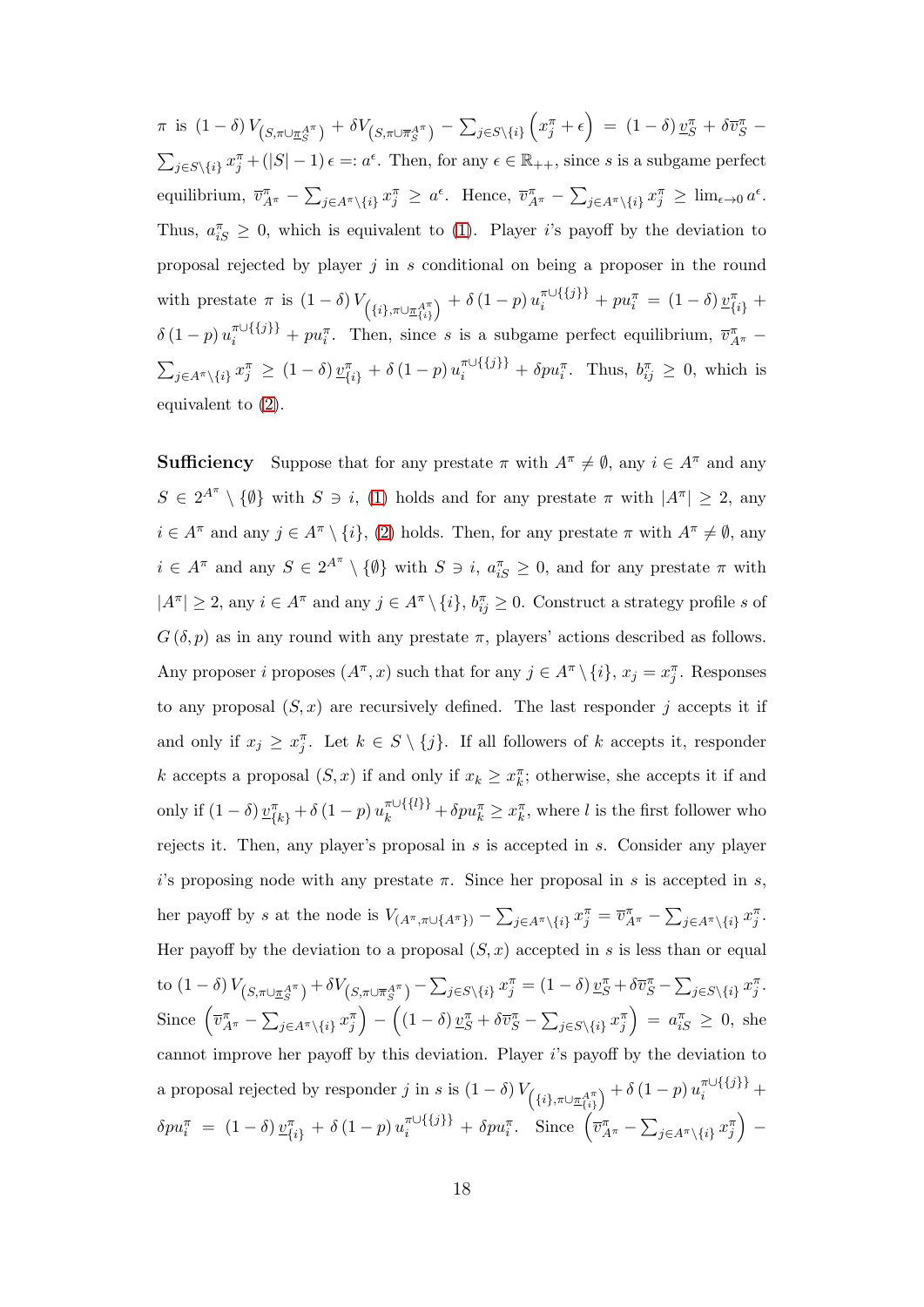$\pi$ is $(1-\delta) V_{\left(S,\pi\cup\underline{\pi}_S^{A^\pi}\right)} + \delta V_{\left(S,\pi\cup\overline{\pi}_S^{A^\pi}\right)} - \sum_{j\in S\setminus\{i\}}\left(x_j^\pi+\epsilon\right) = (1-\delta)\underline{v}_S^\pi + \delta\overline{v}_S^\pi - \sum_{j\in S\setminus\{i\}} x_j^\pi + (|S|-1)\epsilon =: a^\epsilon$. Then, for any $\epsilon \in \mathbb{R}_{++}$, since $s$ is a subgame perfect equilibrium, $\overline{v}_{A^\pi}^\pi - \sum_{j\in A^\pi\setminus\{i\}} x_j^\pi \geq a^\epsilon$. Hence, $\overline{v}_{A^\pi}^\pi - \sum_{j\in A^\pi\setminus\{i\}} x_j^\pi \geq \lim_{\epsilon\to 0} a^\epsilon$. Thus, $a_{iS}^\pi \geq 0$, which is equivalent to (1). Player $i$'s payoff by the deviation to proposal rejected by player $j$ in $s$ conditional on being a proposer in the round with prestate $\pi$ is $(1-\delta) V_{\left(\{i\},\pi\cup\underline{\pi}_{\{i\}}^{A^\pi}\right)} + \delta(1-p) u_i^{\pi\cup\{\{j\}\}} + p u_i^\pi = (1-\delta)\underline{v}_{\{i\}}^\pi + \delta(1-p) u_i^{\pi\cup\{\{j\}\}} + p u_i^\pi$. Then, since $s$ is a subgame perfect equilibrium, $\overline{v}_{A^\pi}^\pi - \sum_{j\in A^\pi\setminus\{i\}} x_j^\pi \geq (1-\delta)\underline{v}_{\{i\}}^\pi + \delta(1-p) u_i^{\pi\cup\{\{j\}\}} + \delta p u_i^\pi$. Thus, $b_{ij}^\pi \geq 0$, which is equivalent to (2).

**Sufficiency** Suppose that for any prestate $\pi$ with $A^\pi \neq \emptyset$, any $i \in A^\pi$ and any $S \in 2^{A^\pi}\setminus\{\emptyset\}$ with $S \ni i$, (1) holds and for any prestate $\pi$ with $|A^\pi| \geq 2$, any $i \in A^\pi$ and any $j \in A^\pi\setminus\{i\}$, (2) holds. Then, for any prestate $\pi$ with $A^\pi \neq \emptyset$, any $i \in A^\pi$ and any $S \in 2^{A^\pi}\setminus\{\emptyset\}$ with $S \ni i$, $a_{iS}^\pi \geq 0$, and for any prestate $\pi$ with $|A^\pi| \geq 2$, any $i \in A^\pi$ and any $j \in A^\pi\setminus\{i\}$, $b_{ij}^\pi \geq 0$. Construct a strategy profile $s$ of $G(\delta,p)$ as in any round with any prestate $\pi$, players' actions described as follows. Any proposer $i$ proposes $(A^\pi, x)$ such that for any $j \in A^\pi\setminus\{i\}$, $x_j = x_j^\pi$. Responses to any proposal $(S,x)$ are recursively defined. The last responder $j$ accepts it if and only if $x_j \geq x_j^\pi$. Let $k \in S\setminus\{j\}$. If all followers of $k$ accepts it, responder $k$ accepts a proposal $(S,x)$ if and only if $x_k \geq x_k^\pi$; otherwise, she accepts it if and only if $(1-\delta)\underline{v}_{\{k\}}^\pi + \delta(1-p) u_k^{\pi\cup\{\{l\}\}} + \delta p u_k^\pi \geq x_k^\pi$, where $l$ is the first follower who rejects it. Then, any player's proposal in $s$ is accepted in $s$. Consider any player $i$'s proposing node with any prestate $\pi$. Since her proposal in $s$ is accepted in $s$, her payoff by $s$ at the node is $V_{(A^\pi,\pi\cup\{A^\pi\})} - \sum_{j\in A^\pi\setminus\{i\}} x_j^\pi = \overline{v}_{A^\pi}^\pi - \sum_{j\in A^\pi\setminus\{i\}} x_j^\pi$. Her payoff by the deviation to a proposal $(S,x)$ accepted in $s$ is less than or equal to $(1-\delta) V_{\left(S,\pi\cup\underline{\pi}_S^{A^\pi}\right)} + \delta V_{\left(S,\pi\cup\overline{\pi}_S^{A^\pi}\right)} - \sum_{j\in S\setminus\{i\}} x_j^\pi = (1-\delta)\underline{v}_S^\pi + \delta\overline{v}_S^\pi - \sum_{j\in S\setminus\{i\}} x_j^\pi$. Since $\left(\overline{v}_{A^\pi}^\pi - \sum_{j\in A^\pi\setminus\{i\}} x_j^\pi\right) - \left((1-\delta)\underline{v}_S^\pi + \delta\overline{v}_S^\pi - \sum_{j\in S\setminus\{i\}} x_j^\pi\right) = a_{iS}^\pi \geq 0$, she cannot improve her payoff by this deviation. Player $i$'s payoff by the deviation to a proposal rejected by responder $j$ in $s$ is $(1-\delta) V_{\left(\{i\},\pi\cup\underline{\pi}_{\{i\}}^{A^\pi}\right)} + \delta(1-p) u_i^{\pi\cup\{\{j\}\}} + \delta p u_i^\pi = (1-\delta)\underline{v}_{\{i\}}^\pi + \delta(1-p) u_i^{\pi\cup\{\{j\}\}} + \delta p u_i^\pi$. Since $\left(\overline{v}_{A^\pi}^\pi - \sum_{j\in A^\pi\setminus\{i\}} x_j^\pi\right) -$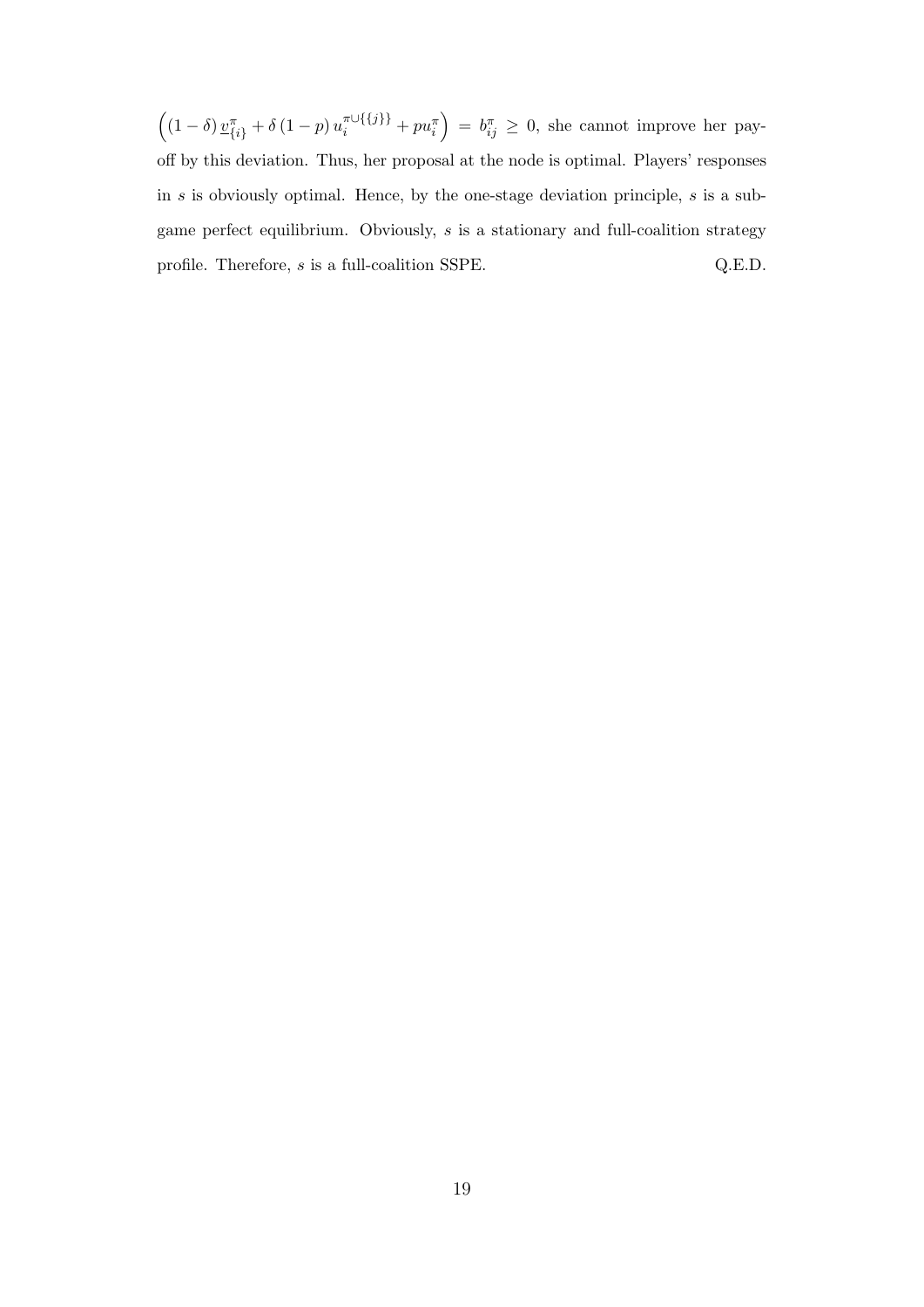$\left((1-\delta)\underline{v}^{\pi}_{\{i\}} + \delta(1-p)u_i^{\pi\cup\{\{j\}\}} + pu_i^{\pi}\right) = b^{\pi}_{ij} \geq 0$, she cannot improve her payoff by this deviation. Thus, her proposal at the node is optimal. Players' responses in $s$ is obviously optimal. Hence, by the one-stage deviation principle, $s$ is a subgame perfect equilibrium. Obviously, $s$ is a stationary and full-coalition strategy profile. Therefore, $s$ is a full-coalition SSPE. Q.E.D.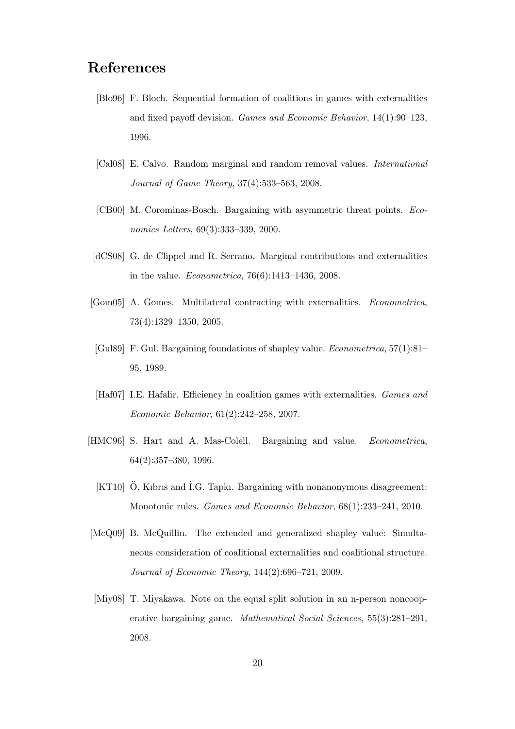# References

[Blo96] F. Bloch. Sequential formation of coalitions in games with externalities and fixed payoff devision. *Games and Economic Behavior*, 14(1):90–123, 1996.

[Cal08] E. Calvo. Random marginal and random removal values. *International Journal of Game Theory*, 37(4):533–563, 2008.

[CB00] M. Corominas-Bosch. Bargaining with asymmetric threat points. *Economics Letters*, 69(3):333–339, 2000.

[dCS08] G. de Clippel and R. Serrano. Marginal contributions and externalities in the value. *Econometrica*, 76(6):1413–1436, 2008.

[Gom05] A. Gomes. Multilateral contracting with externalities. *Econometrica*, 73(4):1329–1350, 2005.

[Gul89] F. Gul. Bargaining foundations of shapley value. *Econometrica*, 57(1):81–95, 1989.

[Haf07] I.E. Hafalir. Efficiency in coalition games with externalities. *Games and Economic Behavior*, 61(2):242–258, 2007.

[HMC96] S. Hart and A. Mas-Colell. Bargaining and value. *Econometrica*, 64(2):357–380, 1996.

[KT10] Ö. Kıbrıs and İ.G. Tapkı. Bargaining with nonanonymous disagreement: Monotonic rules. *Games and Economic Behavior*, 68(1):233–241, 2010.

[McQ09] B. McQuillin. The extended and generalized shapley value: Simultaneous consideration of coalitional externalities and coalitional structure. *Journal of Economic Theory*, 144(2):696–721, 2009.

[Miy08] T. Miyakawa. Note on the equal split solution in an n-person noncooperative bargaining game. *Mathematical Social Sciences*, 55(3):281–291, 2008.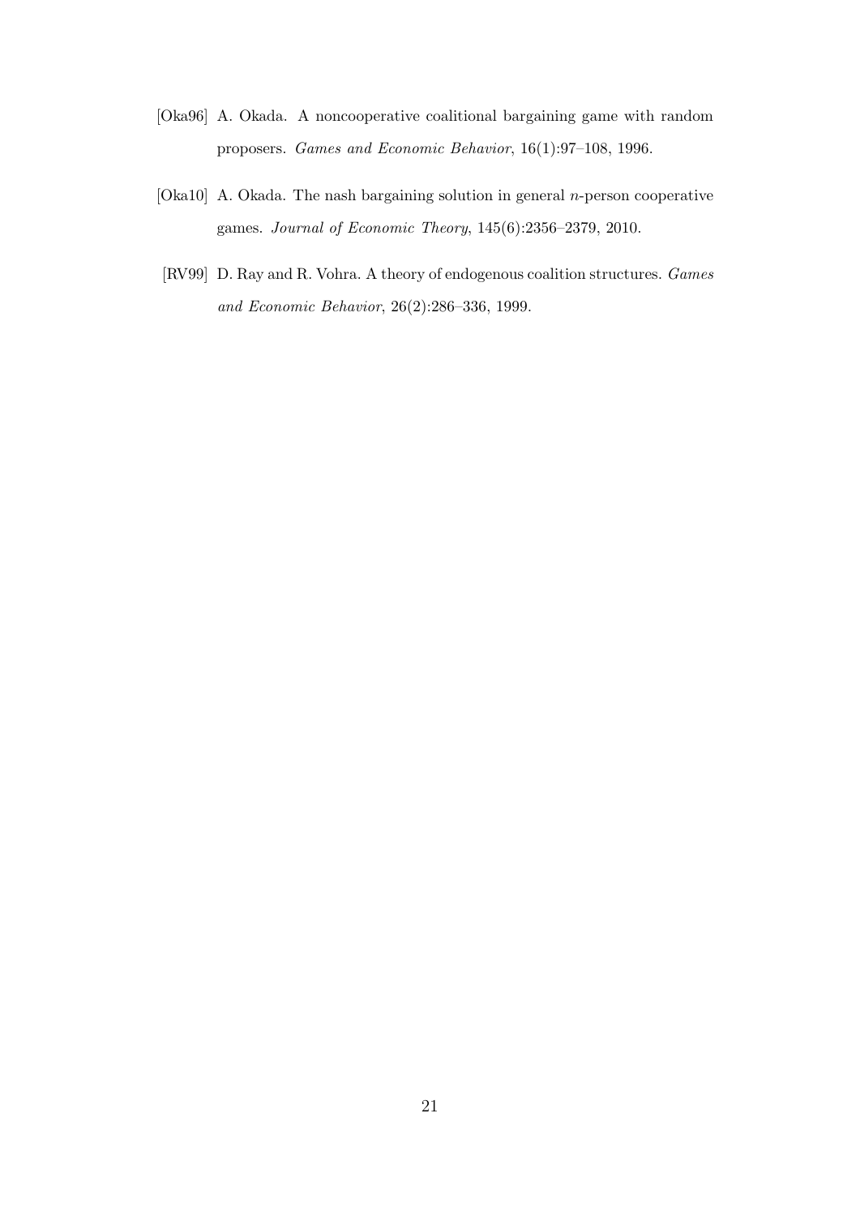[Oka96] A. Okada. A noncooperative coalitional bargaining game with random proposers. *Games and Economic Behavior*, 16(1):97–108, 1996.

[Oka10] A. Okada. The nash bargaining solution in general $n$-person cooperative games. *Journal of Economic Theory*, 145(6):2356–2379, 2010.

[RV99] D. Ray and R. Vohra. A theory of endogenous coalition structures. *Games and Economic Behavior*, 26(2):286–336, 1999.